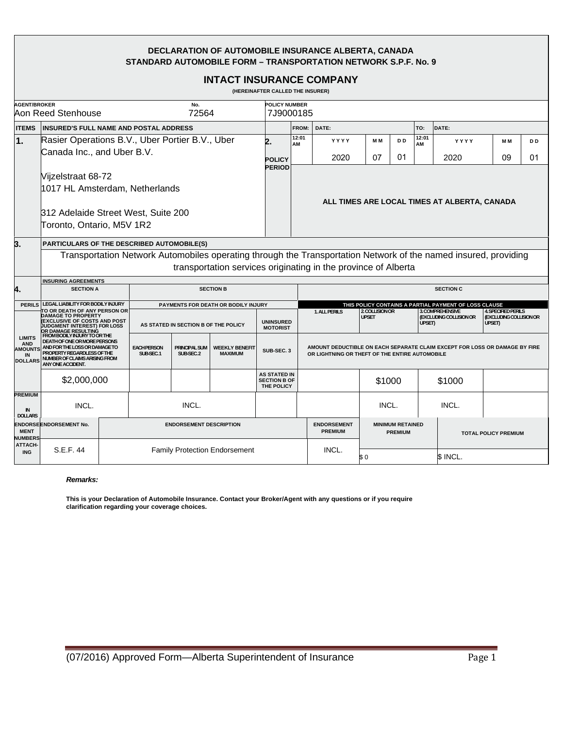# DECLARATION OF AUTOMOBILE INSURANCE ALBERTA, CANADA
## STANDARD AUTOMOBILE FORM – TRANSPORTATION NETWORK S.P.F. No. 9

## INTACT INSURANCE COMPANY

(HEREINAFTER CALLED THE INSURER)

| AGENT/BROKER | No. | POLICY NUMBER |
|---|---|---|
| Aon Reed Stenhouse | 72564 | 7J9000185 |

| ITEMS | INSURED'S FULL NAME AND POSTAL ADDRESS | | | | | | | | | |
|---|---|---|---|---|---|---|---|---|---|---|
| 1. | Rasier Operations B.V., Uber Portier B.V., Uber Canada Inc., and Uber B.V.<br><br>Vijzelstraat 68-72<br>1017 HL Amsterdam, Netherlands<br><br>312 Adelaide Street West, Suite 200<br>Toronto, Ontario, M5V 1R2 | 2. POLICY PERIOD | FROM: 12:01 AM | DATE: YYYY 2020 | MM 07 | DD 01 | TO: 12:01 AM | DATE: YYYY 2020 | MM 09 | DD 01 |
| | | | ALL TIMES ARE LOCAL TIMES AT ALBERTA, CANADA | | | | | | | |

| 3. | PARTICULARS OF THE DESCRIBED AUTOMOBILE(S) |
|---|---|
| | Transportation Network Automobiles operating through the Transportation Network of the named insured, providing transportation services originating in the province of Alberta |

**4. INSURING AGREEMENTS**

| | SECTION A | SECTION B | | | | SECTION C | | | |
|---|---|---|---|---|---|---|---|---|---|
| PERILS | LEGAL LIABILITY FOR BODILY INJURY TO OR DEATH OF ANY PERSON OR DAMAGE TO PROPERTY (EXCLUSIVE OF COSTS AND POST JUDGMENT INTEREST) FOR LOSS OR DAMAGE RESULTING FROM BODILY INJURY TO OR THE DEATH OF ONE OR MORE PERSONS AND FOR THE LOSS OR DAMAGE TO PROPERTY REGARDLESS OF THE NUMBER OF CLAIMS ARISING FROM ANY ONE ACCIDENT. | PAYMENTS FOR DEATH OR BODILY INJURY | | | | THIS POLICY CONTAINS A PARTIAL PAYMENT OF LOSS CLAUSE | | | |
| | | AS STATED IN SECTION B OF THE POLICY | | | UNINSURED MOTORIST | 1. ALL PERILS | 2. COLLISION OR UPSET | 3. COMPREHENSIVE (EXCLUDING COLLISION OR UPSET) | 4. SPECIFIED PERILS (EXCLUDING COLLISION OR UPSET) |
| LIMITS AND AMOUNTS IN DOLLARS | | EACH PERSON SUB-SEC. 1 | PRINCIPAL SUM SUB-SEC. 2 | WEEKLY BENEFIT MAXIMUM | SUB-SEC. 3 | AMOUNT DEDUCTIBLE ON EACH SEPARATE CLAIM EXCEPT FOR LOSS OR DAMAGE BY FIRE OR LIGHTNING OR THEFT OF THE ENTIRE AUTOMOBILE | | | |
| | $2,000,000 | | | | AS STATED IN SECTION B OF THE POLICY | | $1000 | $1000 | |
| PREMIUM IN DOLLARS | INCL. | INCL. | | | | | INCL. | INCL. | |

| ENDORSEMENT NUMBERS ATTACHING | ENDORSEMENT No. | ENDORSEMENT DESCRIPTION | ENDORSEMENT PREMIUM | MINIMUM RETAINED PREMIUM | TOTAL POLICY PREMIUM |
|---|---|---|---|---|---|
| | S.E.F. 44 | Family Protection Endorsement | INCL. | $ 0 | $ INCL. |

***Remarks:***

**This is your Declaration of Automobile Insurance. Contact your Broker/Agent with any questions or if you require clarification regarding your coverage choices.**

(07/2016) Approved Form—Alberta Superintendent of Insurance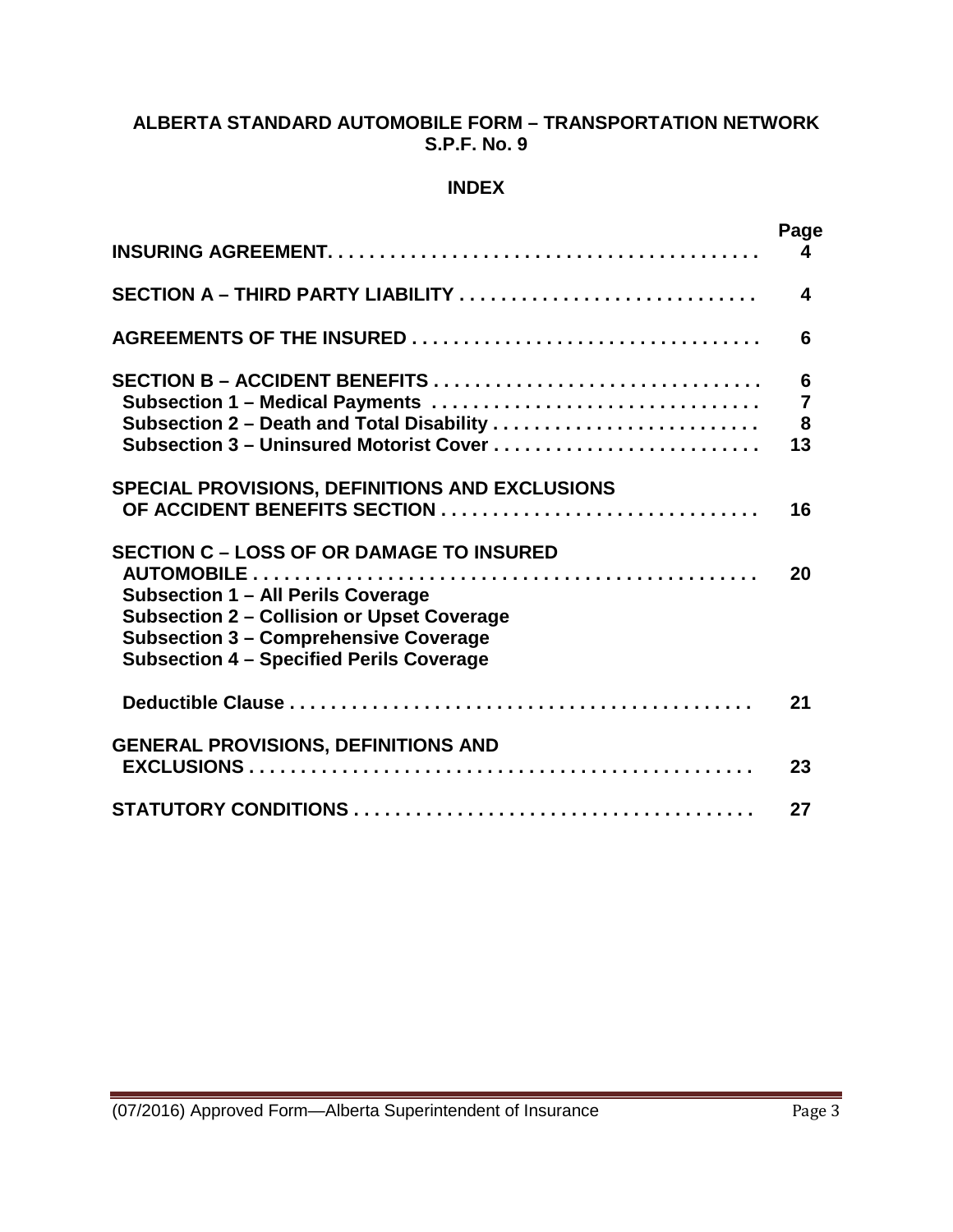## ALBERTA STANDARD AUTOMOBILE FORM – TRANSPORTATION NETWORK S.P.F. No. 9

### INDEX

| | Page |
|---|---|
| **INSURING AGREEMENT** | 4 |
| **SECTION A – THIRD PARTY LIABILITY** | 4 |
| **AGREEMENTS OF THE INSURED** | 6 |
| **SECTION B – ACCIDENT BENEFITS** | 6 |
| **Subsection 1 – Medical Payments** | 7 |
| **Subsection 2 – Death and Total Disability** | 8 |
| **Subsection 3 – Uninsured Motorist Cover** | 13 |
| **SPECIAL PROVISIONS, DEFINITIONS AND EXCLUSIONS OF ACCIDENT BENEFITS SECTION** | 16 |
| **SECTION C – LOSS OF OR DAMAGE TO INSURED AUTOMOBILE** | 20 |
| **Subsection 1 – All Perils Coverage** | |
| **Subsection 2 – Collision or Upset Coverage** | |
| **Subsection 3 – Comprehensive Coverage** | |
| **Subsection 4 – Specified Perils Coverage** | |
| **Deductible Clause** | 21 |
| **GENERAL PROVISIONS, DEFINITIONS AND EXCLUSIONS** | 23 |
| **STATUTORY CONDITIONS** | 27 |

(07/2016) Approved Form—Alberta Superintendent of Insurance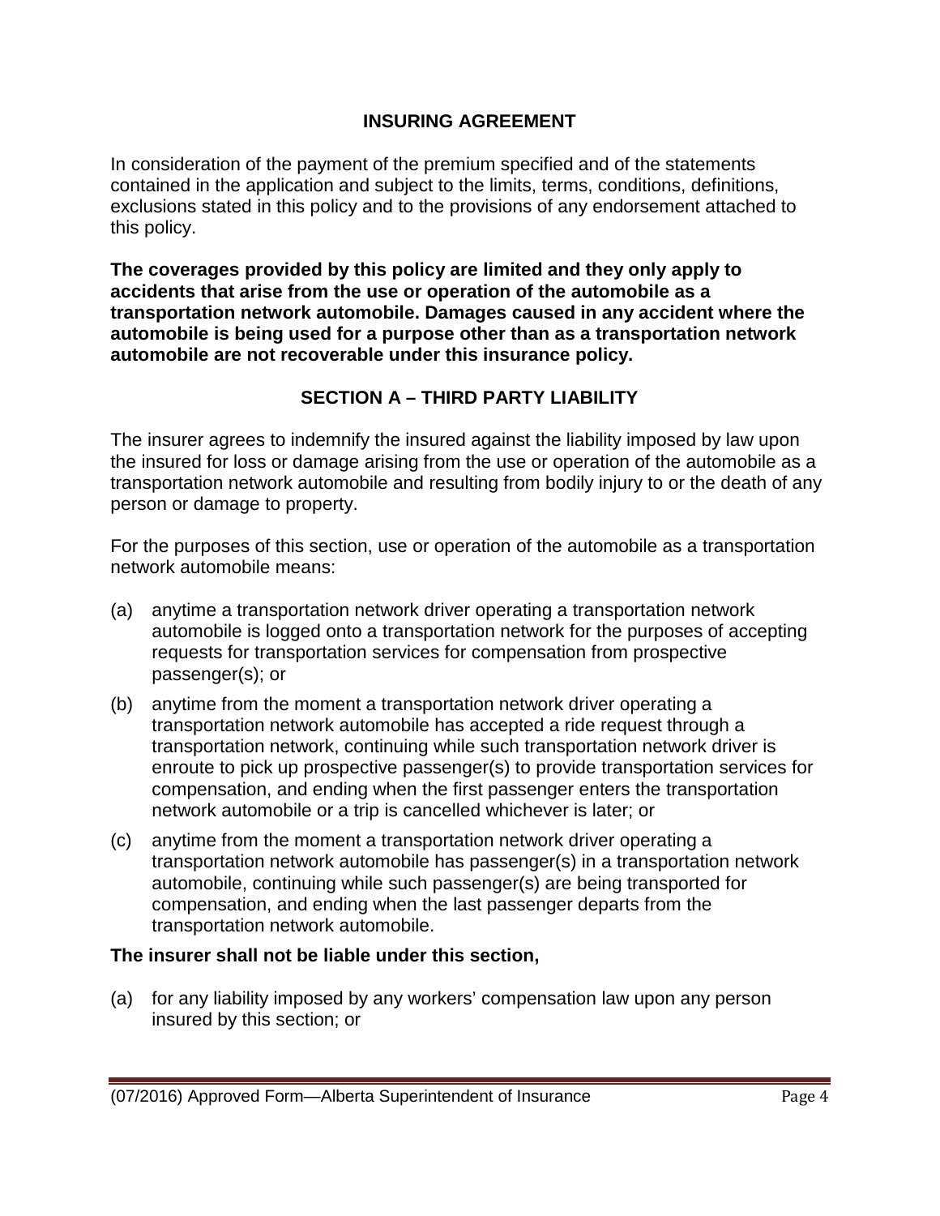## INSURING AGREEMENT

In consideration of the payment of the premium specified and of the statements contained in the application and subject to the limits, terms, conditions, definitions, exclusions stated in this policy and to the provisions of any endorsement attached to this policy.

**The coverages provided by this policy are limited and they only apply to accidents that arise from the use or operation of the automobile as a transportation network automobile. Damages caused in any accident where the automobile is being used for a purpose other than as a transportation network automobile are not recoverable under this insurance policy.**

## SECTION A – THIRD PARTY LIABILITY

The insurer agrees to indemnify the insured against the liability imposed by law upon the insured for loss or damage arising from the use or operation of the automobile as a transportation network automobile and resulting from bodily injury to or the death of any person or damage to property.

For the purposes of this section, use or operation of the automobile as a transportation network automobile means:

(a) anytime a transportation network driver operating a transportation network automobile is logged onto a transportation network for the purposes of accepting requests for transportation services for compensation from prospective passenger(s); or

(b) anytime from the moment a transportation network driver operating a transportation network automobile has accepted a ride request through a transportation network, continuing while such transportation network driver is enroute to pick up prospective passenger(s) to provide transportation services for compensation, and ending when the first passenger enters the transportation network automobile or a trip is cancelled whichever is later; or

(c) anytime from the moment a transportation network driver operating a transportation network automobile has passenger(s) in a transportation network automobile, continuing while such passenger(s) are being transported for compensation, and ending when the last passenger departs from the transportation network automobile.

**The insurer shall not be liable under this section,**

(a) for any liability imposed by any workers' compensation law upon any person insured by this section; or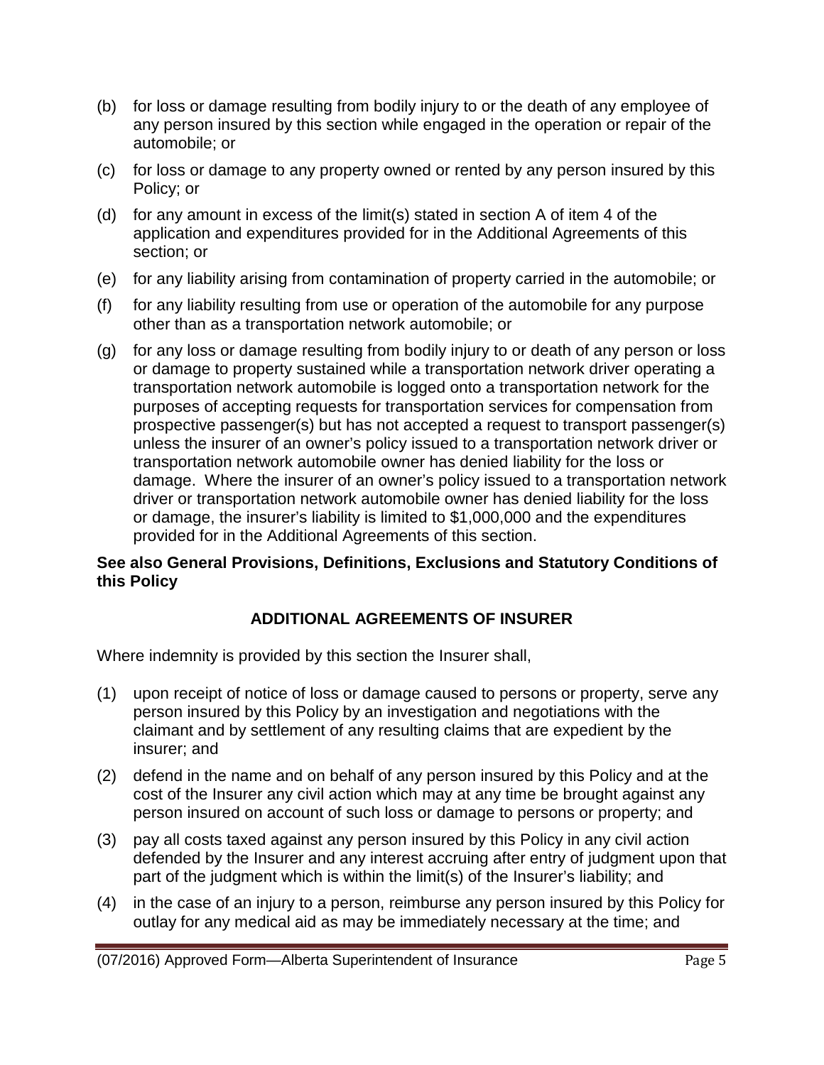(b) for loss or damage resulting from bodily injury to or the death of any employee of any person insured by this section while engaged in the operation or repair of the automobile; or

(c) for loss or damage to any property owned or rented by any person insured by this Policy; or

(d) for any amount in excess of the limit(s) stated in section A of item 4 of the application and expenditures provided for in the Additional Agreements of this section; or

(e) for any liability arising from contamination of property carried in the automobile; or

(f) for any liability resulting from use or operation of the automobile for any purpose other than as a transportation network automobile; or

(g) for any loss or damage resulting from bodily injury to or death of any person or loss or damage to property sustained while a transportation network driver operating a transportation network automobile is logged onto a transportation network for the purposes of accepting requests for transportation services for compensation from prospective passenger(s) but has not accepted a request to transport passenger(s) unless the insurer of an owner's policy issued to a transportation network driver or transportation network automobile owner has denied liability for the loss or damage. Where the insurer of an owner's policy issued to a transportation network driver or transportation network automobile owner has denied liability for the loss or damage, the insurer's liability is limited to $1,000,000 and the expenditures provided for in the Additional Agreements of this section.

**See also General Provisions, Definitions, Exclusions and Statutory Conditions of this Policy**

## ADDITIONAL AGREEMENTS OF INSURER

Where indemnity is provided by this section the Insurer shall,

(1) upon receipt of notice of loss or damage caused to persons or property, serve any person insured by this Policy by an investigation and negotiations with the claimant and by settlement of any resulting claims that are expedient by the insurer; and

(2) defend in the name and on behalf of any person insured by this Policy and at the cost of the Insurer any civil action which may at any time be brought against any person insured on account of such loss or damage to persons or property; and

(3) pay all costs taxed against any person insured by this Policy in any civil action defended by the Insurer and any interest accruing after entry of judgment upon that part of the judgment which is within the limit(s) of the Insurer's liability; and

(4) in the case of an injury to a person, reimburse any person insured by this Policy for outlay for any medical aid as may be immediately necessary at the time; and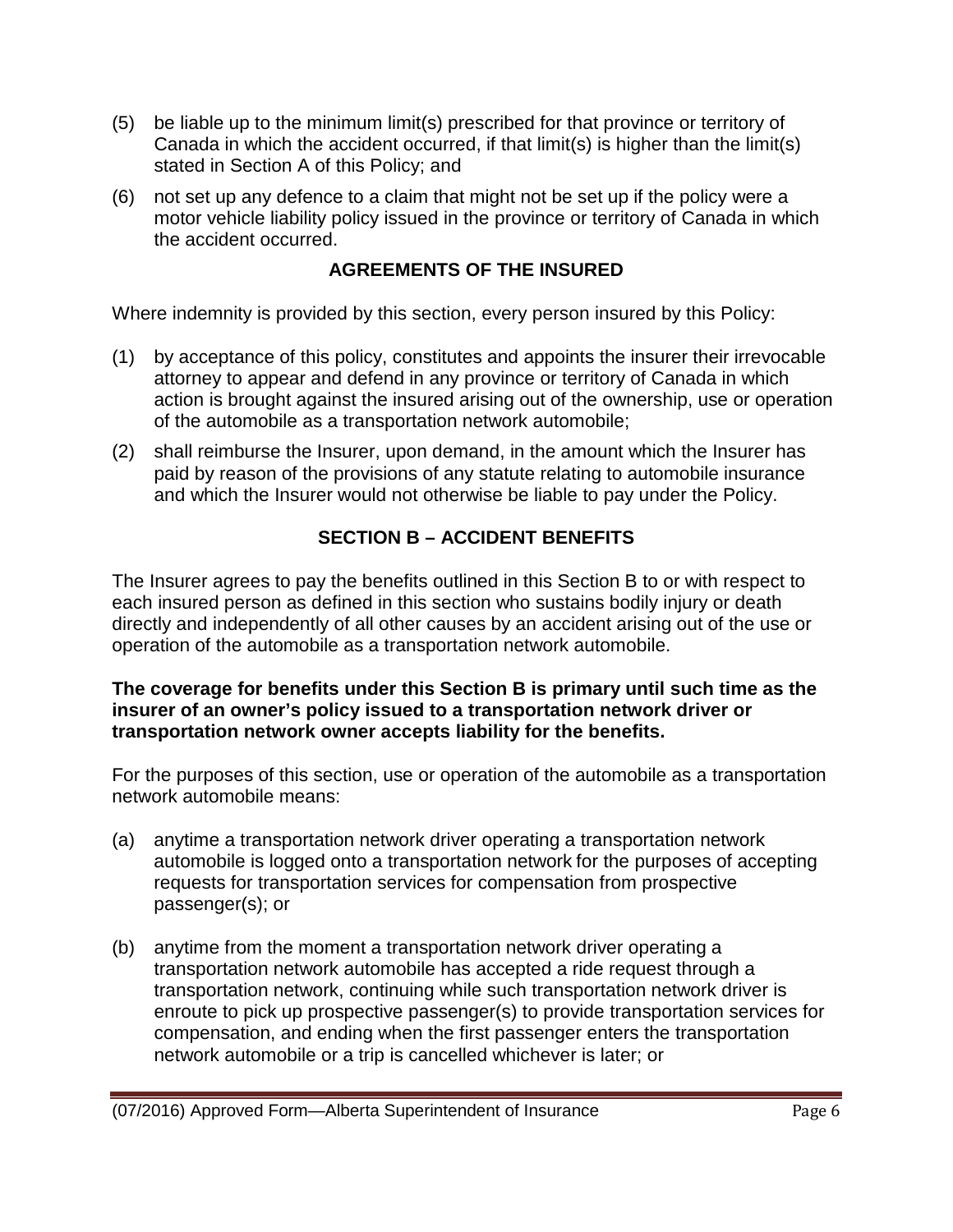(5) be liable up to the minimum limit(s) prescribed for that province or territory of Canada in which the accident occurred, if that limit(s) is higher than the limit(s) stated in Section A of this Policy; and

(6) not set up any defence to a claim that might not be set up if the policy were a motor vehicle liability policy issued in the province or territory of Canada in which the accident occurred.

## AGREEMENTS OF THE INSURED

Where indemnity is provided by this section, every person insured by this Policy:

(1) by acceptance of this policy, constitutes and appoints the insurer their irrevocable attorney to appear and defend in any province or territory of Canada in which action is brought against the insured arising out of the ownership, use or operation of the automobile as a transportation network automobile;

(2) shall reimburse the Insurer, upon demand, in the amount which the Insurer has paid by reason of the provisions of any statute relating to automobile insurance and which the Insurer would not otherwise be liable to pay under the Policy.

## SECTION B – ACCIDENT BENEFITS

The Insurer agrees to pay the benefits outlined in this Section B to or with respect to each insured person as defined in this section who sustains bodily injury or death directly and independently of all other causes by an accident arising out of the use or operation of the automobile as a transportation network automobile.

**The coverage for benefits under this Section B is primary until such time as the insurer of an owner's policy issued to a transportation network driver or transportation network owner accepts liability for the benefits.**

For the purposes of this section, use or operation of the automobile as a transportation network automobile means:

(a) anytime a transportation network driver operating a transportation network automobile is logged onto a transportation network for the purposes of accepting requests for transportation services for compensation from prospective passenger(s); or

(b) anytime from the moment a transportation network driver operating a transportation network automobile has accepted a ride request through a transportation network, continuing while such transportation network driver is enroute to pick up prospective passenger(s) to provide transportation services for compensation, and ending when the first passenger enters the transportation network automobile or a trip is cancelled whichever is later; or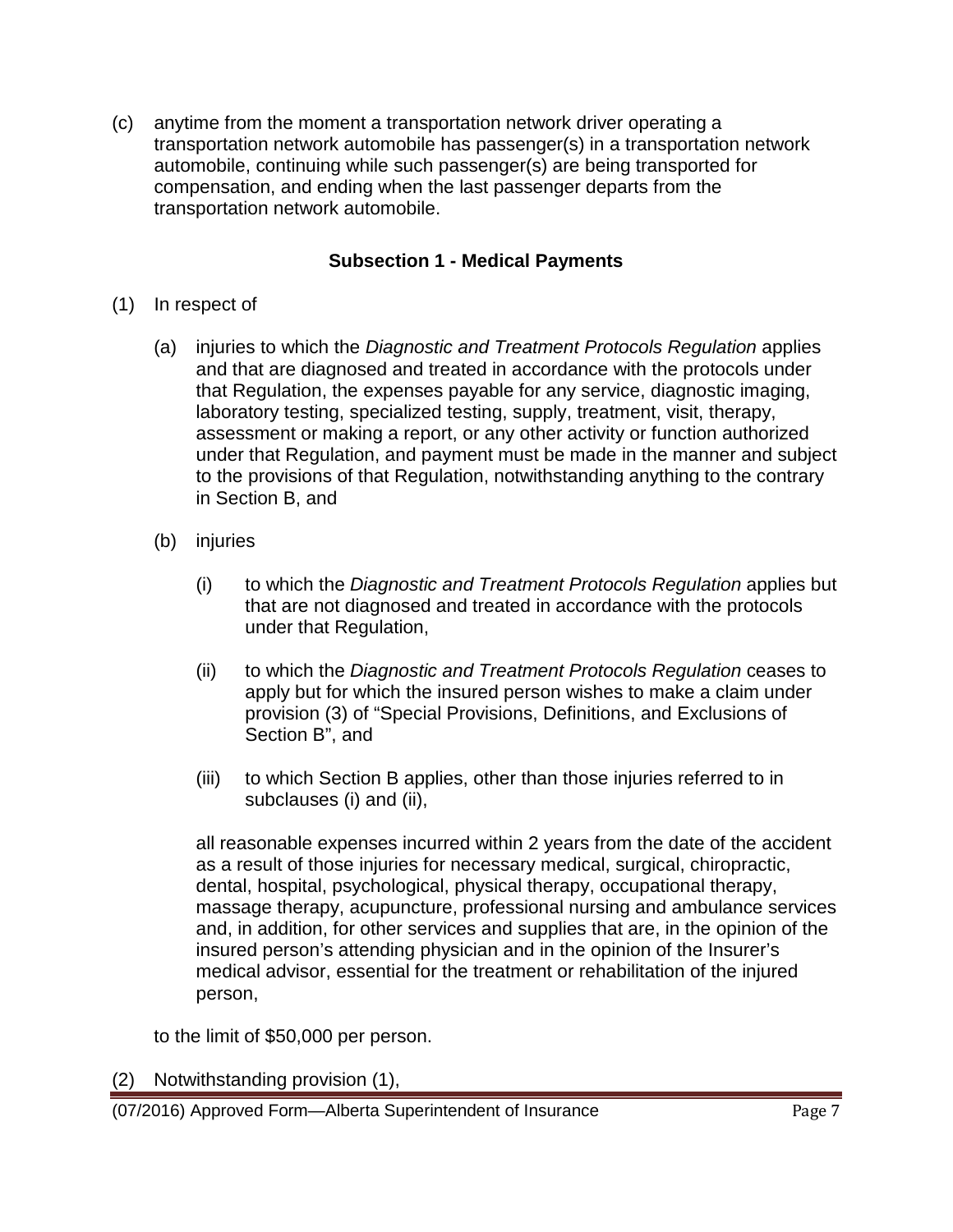(c) anytime from the moment a transportation network driver operating a transportation network automobile has passenger(s) in a transportation network automobile, continuing while such passenger(s) are being transported for compensation, and ending when the last passenger departs from the transportation network automobile.

### Subsection 1 - Medical Payments

(1) In respect of

(a) injuries to which the *Diagnostic and Treatment Protocols Regulation* applies and that are diagnosed and treated in accordance with the protocols under that Regulation, the expenses payable for any service, diagnostic imaging, laboratory testing, specialized testing, supply, treatment, visit, therapy, assessment or making a report, or any other activity or function authorized under that Regulation, and payment must be made in the manner and subject to the provisions of that Regulation, notwithstanding anything to the contrary in Section B, and

(b) injuries

(i) to which the *Diagnostic and Treatment Protocols Regulation* applies but that are not diagnosed and treated in accordance with the protocols under that Regulation,

(ii) to which the *Diagnostic and Treatment Protocols Regulation* ceases to apply but for which the insured person wishes to make a claim under provision (3) of "Special Provisions, Definitions, and Exclusions of Section B", and

(iii) to which Section B applies, other than those injuries referred to in subclauses (i) and (ii),

all reasonable expenses incurred within 2 years from the date of the accident as a result of those injuries for necessary medical, surgical, chiropractic, dental, hospital, psychological, physical therapy, occupational therapy, massage therapy, acupuncture, professional nursing and ambulance services and, in addition, for other services and supplies that are, in the opinion of the insured person's attending physician and in the opinion of the Insurer's medical advisor, essential for the treatment or rehabilitation of the injured person,

to the limit of $50,000 per person.

(2) Notwithstanding provision (1),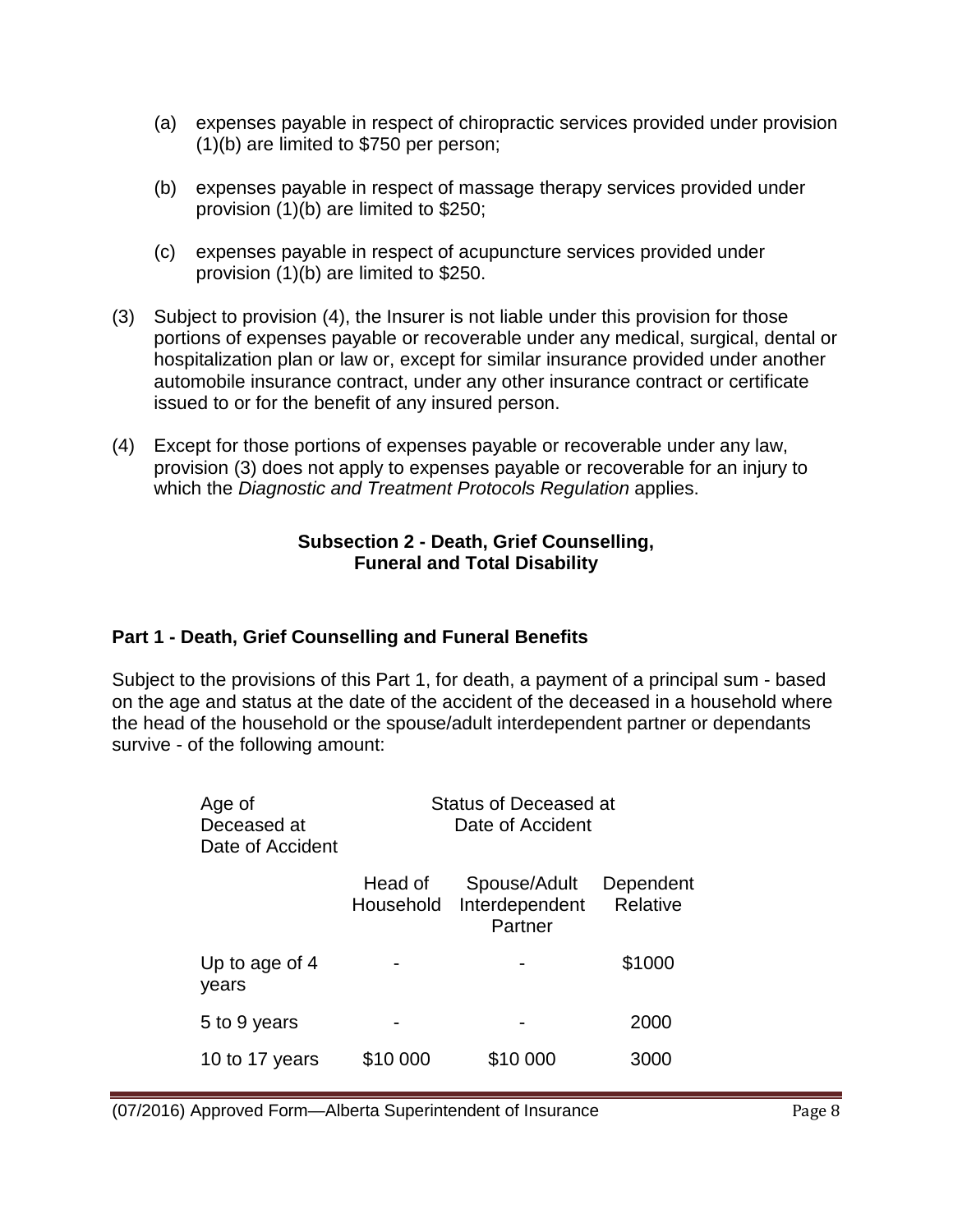(a) expenses payable in respect of chiropractic services provided under provision (1)(b) are limited to $750 per person;

(b) expenses payable in respect of massage therapy services provided under provision (1)(b) are limited to $250;

(c) expenses payable in respect of acupuncture services provided under provision (1)(b) are limited to $250.

(3) Subject to provision (4), the Insurer is not liable under this provision for those portions of expenses payable or recoverable under any medical, surgical, dental or hospitalization plan or law or, except for similar insurance provided under another automobile insurance contract, under any other insurance contract or certificate issued to or for the benefit of any insured person.

(4) Except for those portions of expenses payable or recoverable under any law, provision (3) does not apply to expenses payable or recoverable for an injury to which the *Diagnostic and Treatment Protocols Regulation* applies.

### Subsection 2 - Death, Grief Counselling, Funeral and Total Disability

#### Part 1 - Death, Grief Counselling and Funeral Benefits

Subject to the provisions of this Part 1, for death, a payment of a principal sum - based on the age and status at the date of the accident of the deceased in a household where the head of the household or the spouse/adult interdependent partner or dependants survive - of the following amount:

| Age of Deceased at Date of Accident | Status of Deceased at Date of Accident | | |
|---|---|---|---|
| | Head of Household | Spouse/Adult Interdependent Partner | Dependent Relative |
| Up to age of 4 years | - | - | $1000 |
| 5 to 9 years | - | - | 2000 |
| 10 to 17 years | $10 000 | $10 000 | 3000 |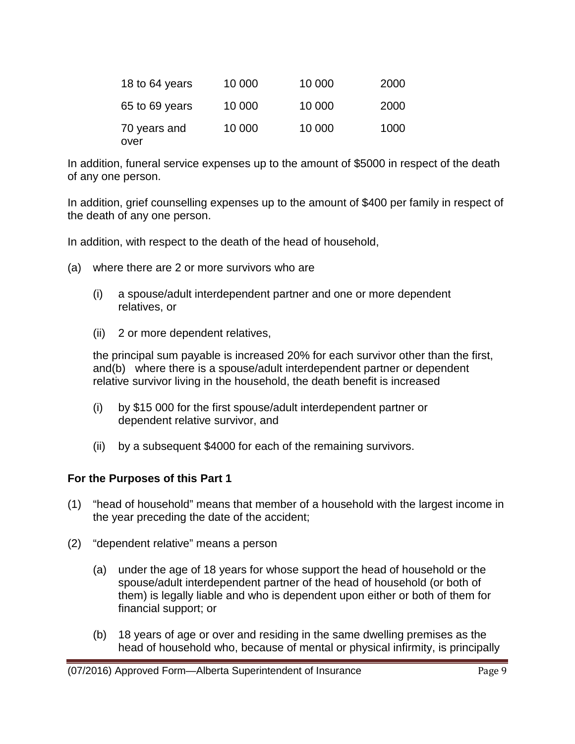| | | | |
|---|---|---|---|
| 18 to 64 years | 10 000 | 10 000 | 2000 |
| 65 to 69 years | 10 000 | 10 000 | 2000 |
| 70 years and over | 10 000 | 10 000 | 1000 |

In addition, funeral service expenses up to the amount of $5000 in respect of the death of any one person.

In addition, grief counselling expenses up to the amount of $400 per family in respect of the death of any one person.

In addition, with respect to the death of the head of household,

(a) where there are 2 or more survivors who are

(i) a spouse/adult interdependent partner and one or more dependent relatives, or

(ii) 2 or more dependent relatives,

the principal sum payable is increased 20% for each survivor other than the first, and(b) where there is a spouse/adult interdependent partner or dependent relative survivor living in the household, the death benefit is increased

(i) by $15 000 for the first spouse/adult interdependent partner or dependent relative survivor, and

(ii) by a subsequent $4000 for each of the remaining survivors.

**For the Purposes of this Part 1**

(1) "head of household" means that member of a household with the largest income in the year preceding the date of the accident;

(2) "dependent relative" means a person

(a) under the age of 18 years for whose support the head of household or the spouse/adult interdependent partner of the head of household (or both of them) is legally liable and who is dependent upon either or both of them for financial support; or

(b) 18 years of age or over and residing in the same dwelling premises as the head of household who, because of mental or physical infirmity, is principally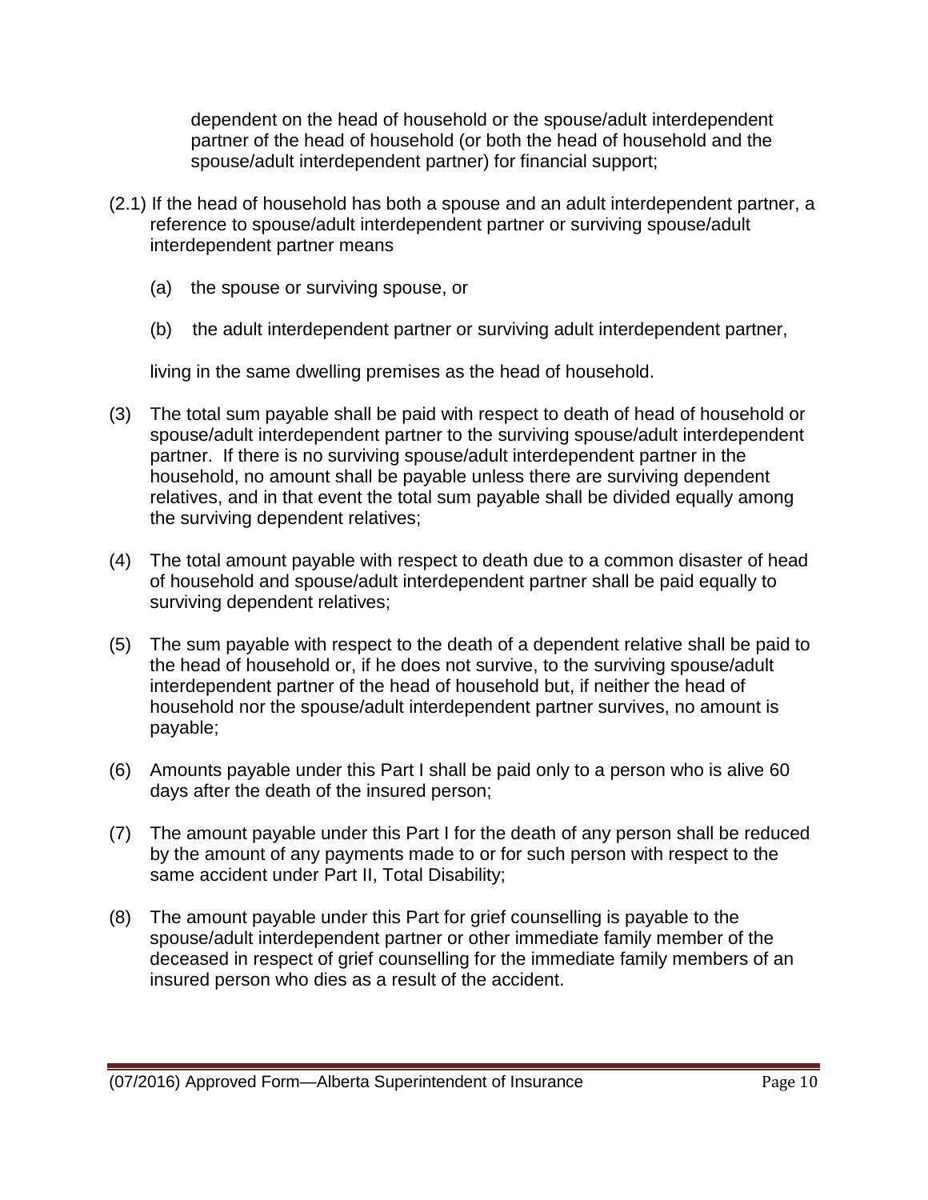dependent on the head of household or the spouse/adult interdependent partner of the head of household (or both the head of household and the spouse/adult interdependent partner) for financial support;

(2.1) If the head of household has both a spouse and an adult interdependent partner, a reference to spouse/adult interdependent partner or surviving spouse/adult interdependent partner means

(a) the spouse or surviving spouse, or

(b) the adult interdependent partner or surviving adult interdependent partner,

living in the same dwelling premises as the head of household.

(3) The total sum payable shall be paid with respect to death of head of household or spouse/adult interdependent partner to the surviving spouse/adult interdependent partner. If there is no surviving spouse/adult interdependent partner in the household, no amount shall be payable unless there are surviving dependent relatives, and in that event the total sum payable shall be divided equally among the surviving dependent relatives;

(4) The total amount payable with respect to death due to a common disaster of head of household and spouse/adult interdependent partner shall be paid equally to surviving dependent relatives;

(5) The sum payable with respect to the death of a dependent relative shall be paid to the head of household or, if he does not survive, to the surviving spouse/adult interdependent partner of the head of household but, if neither the head of household nor the spouse/adult interdependent partner survives, no amount is payable;

(6) Amounts payable under this Part I shall be paid only to a person who is alive 60 days after the death of the insured person;

(7) The amount payable under this Part I for the death of any person shall be reduced by the amount of any payments made to or for such person with respect to the same accident under Part II, Total Disability;

(8) The amount payable under this Part for grief counselling is payable to the spouse/adult interdependent partner or other immediate family member of the deceased in respect of grief counselling for the immediate family members of an insured person who dies as a result of the accident.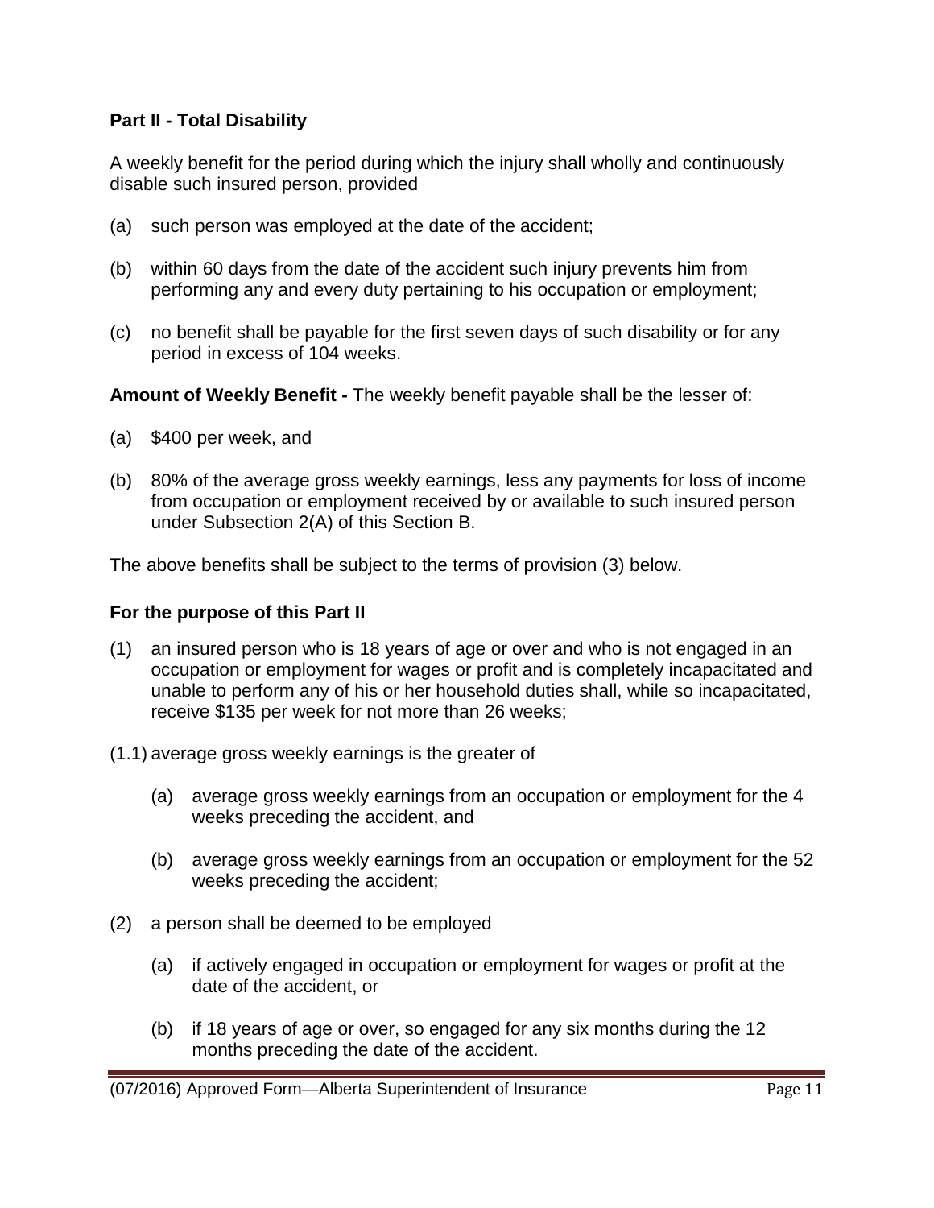**Part II - Total Disability**

A weekly benefit for the period during which the injury shall wholly and continuously disable such insured person, provided

(a) such person was employed at the date of the accident;

(b) within 60 days from the date of the accident such injury prevents him from performing any and every duty pertaining to his occupation or employment;

(c) no benefit shall be payable for the first seven days of such disability or for any period in excess of 104 weeks.

**Amount of Weekly Benefit -** The weekly benefit payable shall be the lesser of:

(a) $400 per week, and

(b) 80% of the average gross weekly earnings, less any payments for loss of income from occupation or employment received by or available to such insured person under Subsection 2(A) of this Section B.

The above benefits shall be subject to the terms of provision (3) below.

**For the purpose of this Part II**

(1) an insured person who is 18 years of age or over and who is not engaged in an occupation or employment for wages or profit and is completely incapacitated and unable to perform any of his or her household duties shall, while so incapacitated, receive $135 per week for not more than 26 weeks;

(1.1) average gross weekly earnings is the greater of

   (a) average gross weekly earnings from an occupation or employment for the 4 weeks preceding the accident, and

   (b) average gross weekly earnings from an occupation or employment for the 52 weeks preceding the accident;

(2) a person shall be deemed to be employed

   (a) if actively engaged in occupation or employment for wages or profit at the date of the accident, or

   (b) if 18 years of age or over, so engaged for any six months during the 12 months preceding the date of the accident.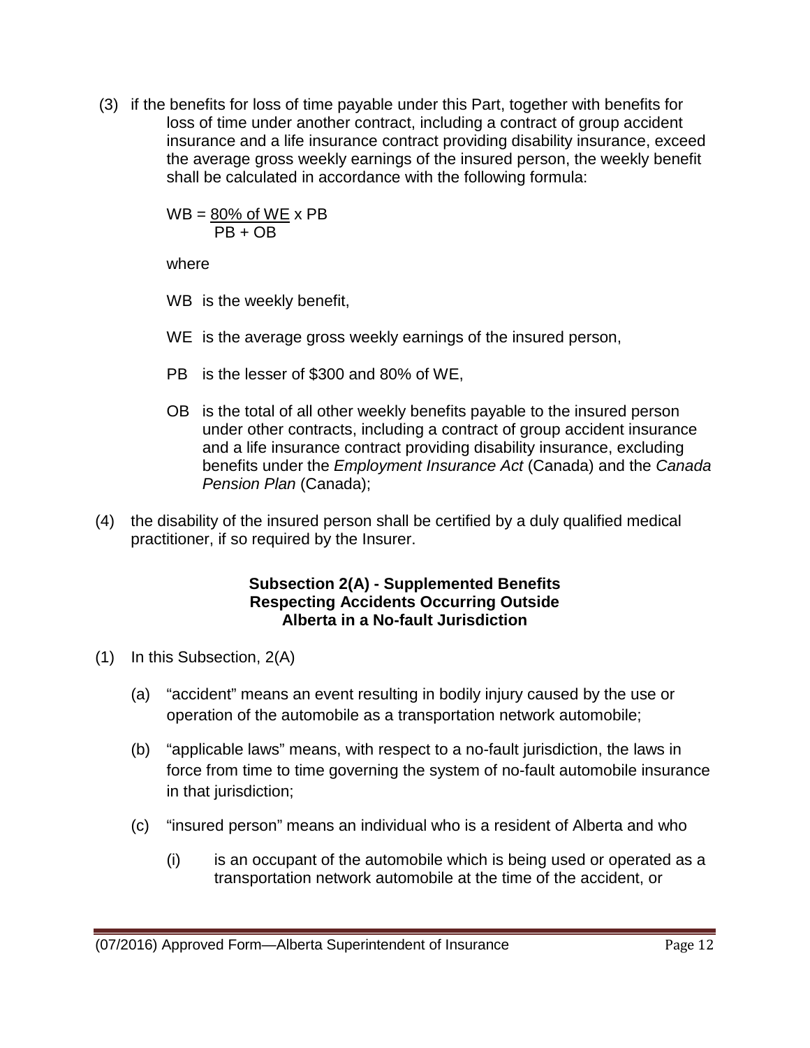(3) if the benefits for loss of time payable under this Part, together with benefits for loss of time under another contract, including a contract of group accident insurance and a life insurance contract providing disability insurance, exceed the average gross weekly earnings of the insured person, the weekly benefit shall be calculated in accordance with the following formula:

$$WB = \frac{80\% \text{ of } WE}{PB + OB} \times PB$$

where

WB is the weekly benefit,

WE is the average gross weekly earnings of the insured person,

PB is the lesser of \$300 and 80% of WE,

OB is the total of all other weekly benefits payable to the insured person under other contracts, including a contract of group accident insurance and a life insurance contract providing disability insurance, excluding benefits under the *Employment Insurance Act* (Canada) and the *Canada Pension Plan* (Canada);

(4) the disability of the insured person shall be certified by a duly qualified medical practitioner, if so required by the Insurer.

**Subsection 2(A) - Supplemented Benefits Respecting Accidents Occurring Outside Alberta in a No-fault Jurisdiction**

(1) In this Subsection, 2(A)

(a) "accident" means an event resulting in bodily injury caused by the use or operation of the automobile as a transportation network automobile;

(b) "applicable laws" means, with respect to a no-fault jurisdiction, the laws in force from time to time governing the system of no-fault automobile insurance in that jurisdiction;

(c) "insured person" means an individual who is a resident of Alberta and who

(i) is an occupant of the automobile which is being used or operated as a transportation network automobile at the time of the accident, or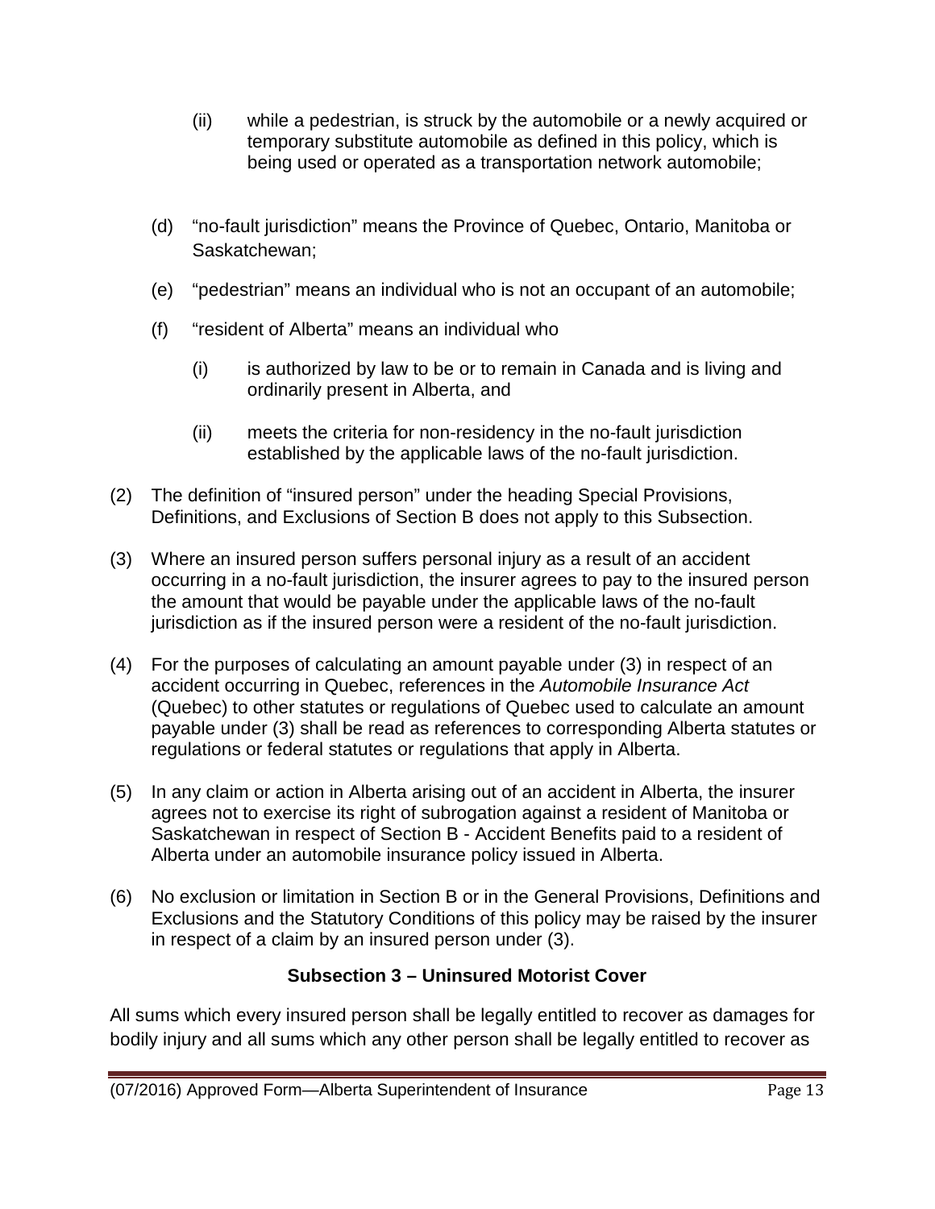(ii) while a pedestrian, is struck by the automobile or a newly acquired or temporary substitute automobile as defined in this policy, which is being used or operated as a transportation network automobile;

(d) "no-fault jurisdiction" means the Province of Quebec, Ontario, Manitoba or Saskatchewan;

(e) "pedestrian" means an individual who is not an occupant of an automobile;

(f) "resident of Alberta" means an individual who

(i) is authorized by law to be or to remain in Canada and is living and ordinarily present in Alberta, and

(ii) meets the criteria for non-residency in the no-fault jurisdiction established by the applicable laws of the no-fault jurisdiction.

(2) The definition of "insured person" under the heading Special Provisions, Definitions, and Exclusions of Section B does not apply to this Subsection.

(3) Where an insured person suffers personal injury as a result of an accident occurring in a no-fault jurisdiction, the insurer agrees to pay to the insured person the amount that would be payable under the applicable laws of the no-fault jurisdiction as if the insured person were a resident of the no-fault jurisdiction.

(4) For the purposes of calculating an amount payable under (3) in respect of an accident occurring in Quebec, references in the *Automobile Insurance Act* (Quebec) to other statutes or regulations of Quebec used to calculate an amount payable under (3) shall be read as references to corresponding Alberta statutes or regulations or federal statutes or regulations that apply in Alberta.

(5) In any claim or action in Alberta arising out of an accident in Alberta, the insurer agrees not to exercise its right of subrogation against a resident of Manitoba or Saskatchewan in respect of Section B - Accident Benefits paid to a resident of Alberta under an automobile insurance policy issued in Alberta.

(6) No exclusion or limitation in Section B or in the General Provisions, Definitions and Exclusions and the Statutory Conditions of this policy may be raised by the insurer in respect of a claim by an insured person under (3).

### Subsection 3 – Uninsured Motorist Cover

All sums which every insured person shall be legally entitled to recover as damages for bodily injury and all sums which any other person shall be legally entitled to recover as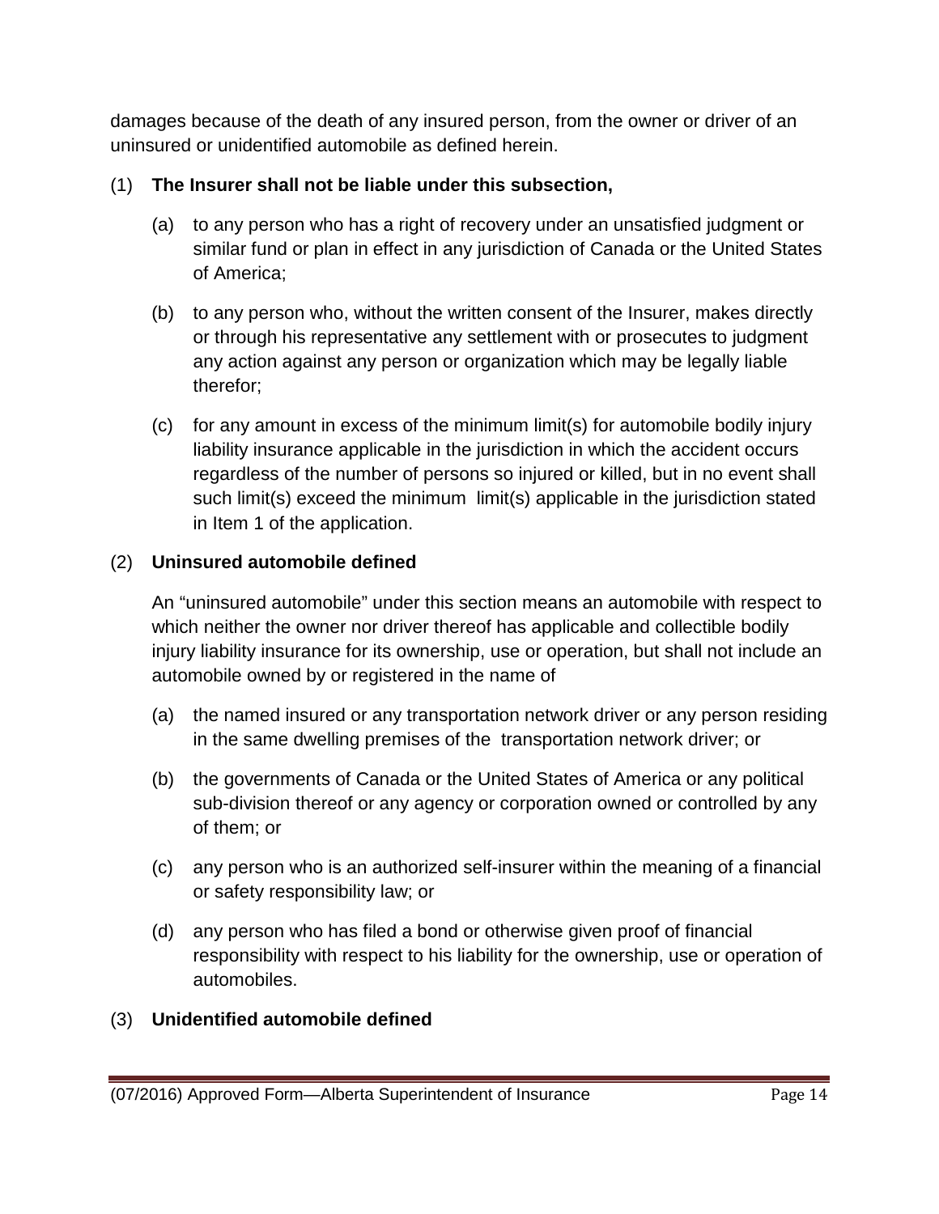damages because of the death of any insured person, from the owner or driver of an uninsured or unidentified automobile as defined herein.

(1) **The Insurer shall not be liable under this subsection,**

   (a) to any person who has a right of recovery under an unsatisfied judgment or similar fund or plan in effect in any jurisdiction of Canada or the United States of America;

   (b) to any person who, without the written consent of the Insurer, makes directly or through his representative any settlement with or prosecutes to judgment any action against any person or organization which may be legally liable therefor;

   (c) for any amount in excess of the minimum limit(s) for automobile bodily injury liability insurance applicable in the jurisdiction in which the accident occurs regardless of the number of persons so injured or killed, but in no event shall such limit(s) exceed the minimum limit(s) applicable in the jurisdiction stated in Item 1 of the application.

(2) **Uninsured automobile defined**

An "uninsured automobile" under this section means an automobile with respect to which neither the owner nor driver thereof has applicable and collectible bodily injury liability insurance for its ownership, use or operation, but shall not include an automobile owned by or registered in the name of

   (a) the named insured or any transportation network driver or any person residing in the same dwelling premises of the transportation network driver; or

   (b) the governments of Canada or the United States of America or any political sub-division thereof or any agency or corporation owned or controlled by any of them; or

   (c) any person who is an authorized self-insurer within the meaning of a financial or safety responsibility law; or

   (d) any person who has filed a bond or otherwise given proof of financial responsibility with respect to his liability for the ownership, use or operation of automobiles.

(3) **Unidentified automobile defined**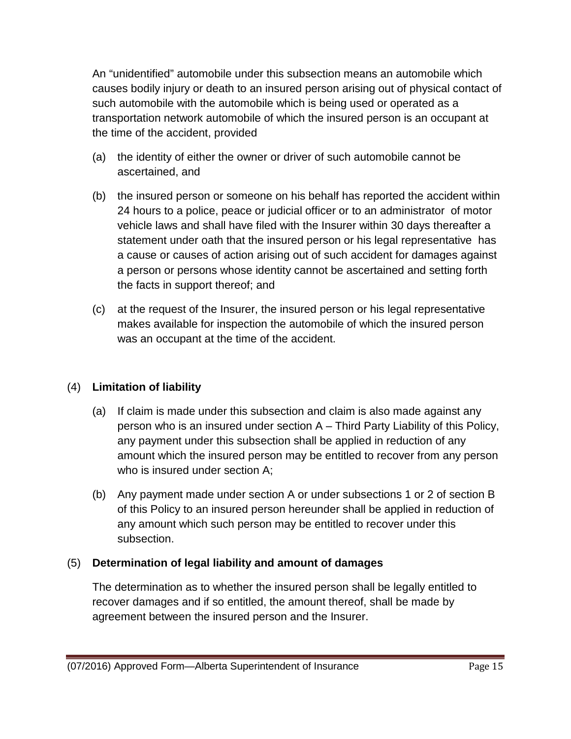An “unidentified” automobile under this subsection means an automobile which causes bodily injury or death to an insured person arising out of physical contact of such automobile with the automobile which is being used or operated as a transportation network automobile of which the insured person is an occupant at the time of the accident, provided

(a) the identity of either the owner or driver of such automobile cannot be ascertained, and

(b) the insured person or someone on his behalf has reported the accident within 24 hours to a police, peace or judicial officer or to an administrator of motor vehicle laws and shall have filed with the Insurer within 30 days thereafter a statement under oath that the insured person or his legal representative has a cause or causes of action arising out of such accident for damages against a person or persons whose identity cannot be ascertained and setting forth the facts in support thereof; and

(c) at the request of the Insurer, the insured person or his legal representative makes available for inspection the automobile of which the insured person was an occupant at the time of the accident.

(4) **Limitation of liability**

(a) If claim is made under this subsection and claim is also made against any person who is an insured under section A – Third Party Liability of this Policy, any payment under this subsection shall be applied in reduction of any amount which the insured person may be entitled to recover from any person who is insured under section A;

(b) Any payment made under section A or under subsections 1 or 2 of section B of this Policy to an insured person hereunder shall be applied in reduction of any amount which such person may be entitled to recover under this subsection.

(5) **Determination of legal liability and amount of damages**

The determination as to whether the insured person shall be legally entitled to recover damages and if so entitled, the amount thereof, shall be made by agreement between the insured person and the Insurer.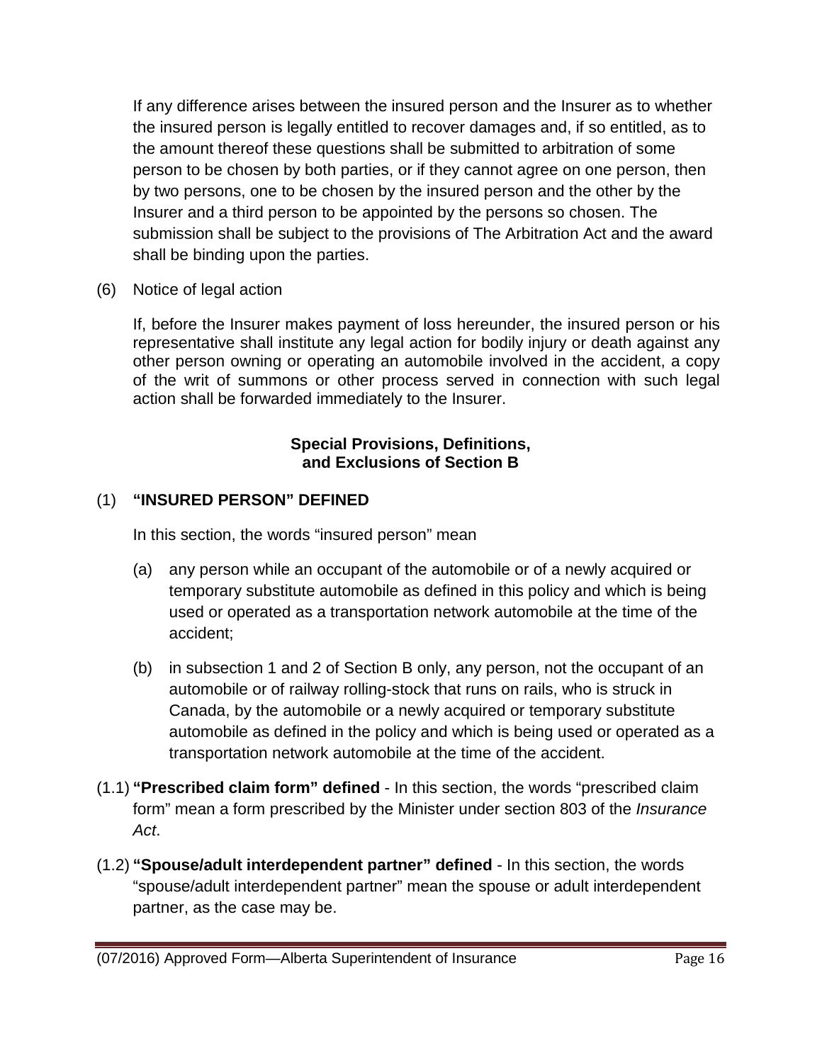If any difference arises between the insured person and the Insurer as to whether the insured person is legally entitled to recover damages and, if so entitled, as to the amount thereof these questions shall be submitted to arbitration of some person to be chosen by both parties, or if they cannot agree on one person, then by two persons, one to be chosen by the insured person and the other by the Insurer and a third person to be appointed by the persons so chosen. The submission shall be subject to the provisions of The Arbitration Act and the award shall be binding upon the parties.

(6) Notice of legal action

If, before the Insurer makes payment of loss hereunder, the insured person or his representative shall institute any legal action for bodily injury or death against any other person owning or operating an automobile involved in the accident, a copy of the writ of summons or other process served in connection with such legal action shall be forwarded immediately to the Insurer.

**Special Provisions, Definitions, and Exclusions of Section B**

(1) **"INSURED PERSON" DEFINED**

In this section, the words "insured person" mean

(a) any person while an occupant of the automobile or of a newly acquired or temporary substitute automobile as defined in this policy and which is being used or operated as a transportation network automobile at the time of the accident;

(b) in subsection 1 and 2 of Section B only, any person, not the occupant of an automobile or of railway rolling-stock that runs on rails, who is struck in Canada, by the automobile or a newly acquired or temporary substitute automobile as defined in the policy and which is being used or operated as a transportation network automobile at the time of the accident.

(1.1) **"Prescribed claim form" defined** - In this section, the words "prescribed claim form" mean a form prescribed by the Minister under section 803 of the *Insurance Act*.

(1.2) **"Spouse/adult interdependent partner" defined** - In this section, the words "spouse/adult interdependent partner" mean the spouse or adult interdependent partner, as the case may be.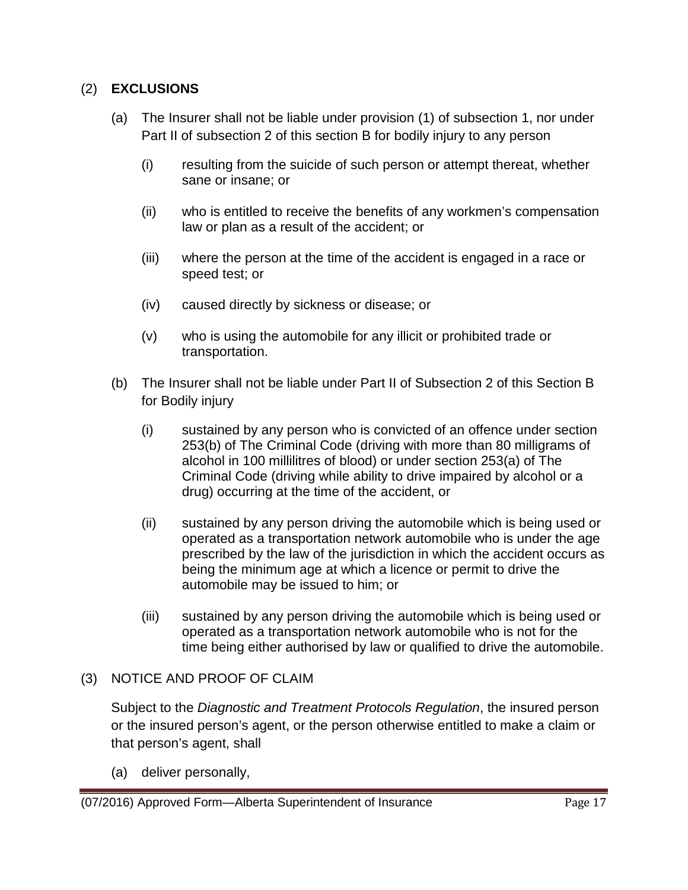## (2) **EXCLUSIONS**

(a) The Insurer shall not be liable under provision (1) of subsection 1, nor under Part II of subsection 2 of this section B for bodily injury to any person

- (i) resulting from the suicide of such person or attempt thereat, whether sane or insane; or
- (ii) who is entitled to receive the benefits of any workmen's compensation law or plan as a result of the accident; or
- (iii) where the person at the time of the accident is engaged in a race or speed test; or
- (iv) caused directly by sickness or disease; or
- (v) who is using the automobile for any illicit or prohibited trade or transportation.

(b) The Insurer shall not be liable under Part II of Subsection 2 of this Section B for Bodily injury

- (i) sustained by any person who is convicted of an offence under section 253(b) of The Criminal Code (driving with more than 80 milligrams of alcohol in 100 millilitres of blood) or under section 253(a) of The Criminal Code (driving while ability to drive impaired by alcohol or a drug) occurring at the time of the accident, or
- (ii) sustained by any person driving the automobile which is being used or operated as a transportation network automobile who is under the age prescribed by the law of the jurisdiction in which the accident occurs as being the minimum age at which a licence or permit to drive the automobile may be issued to him; or
- (iii) sustained by any person driving the automobile which is being used or operated as a transportation network automobile who is not for the time being either authorised by law or qualified to drive the automobile.

## (3) NOTICE AND PROOF OF CLAIM

Subject to the *Diagnostic and Treatment Protocols Regulation*, the insured person or the insured person's agent, or the person otherwise entitled to make a claim or that person's agent, shall

(a) deliver personally,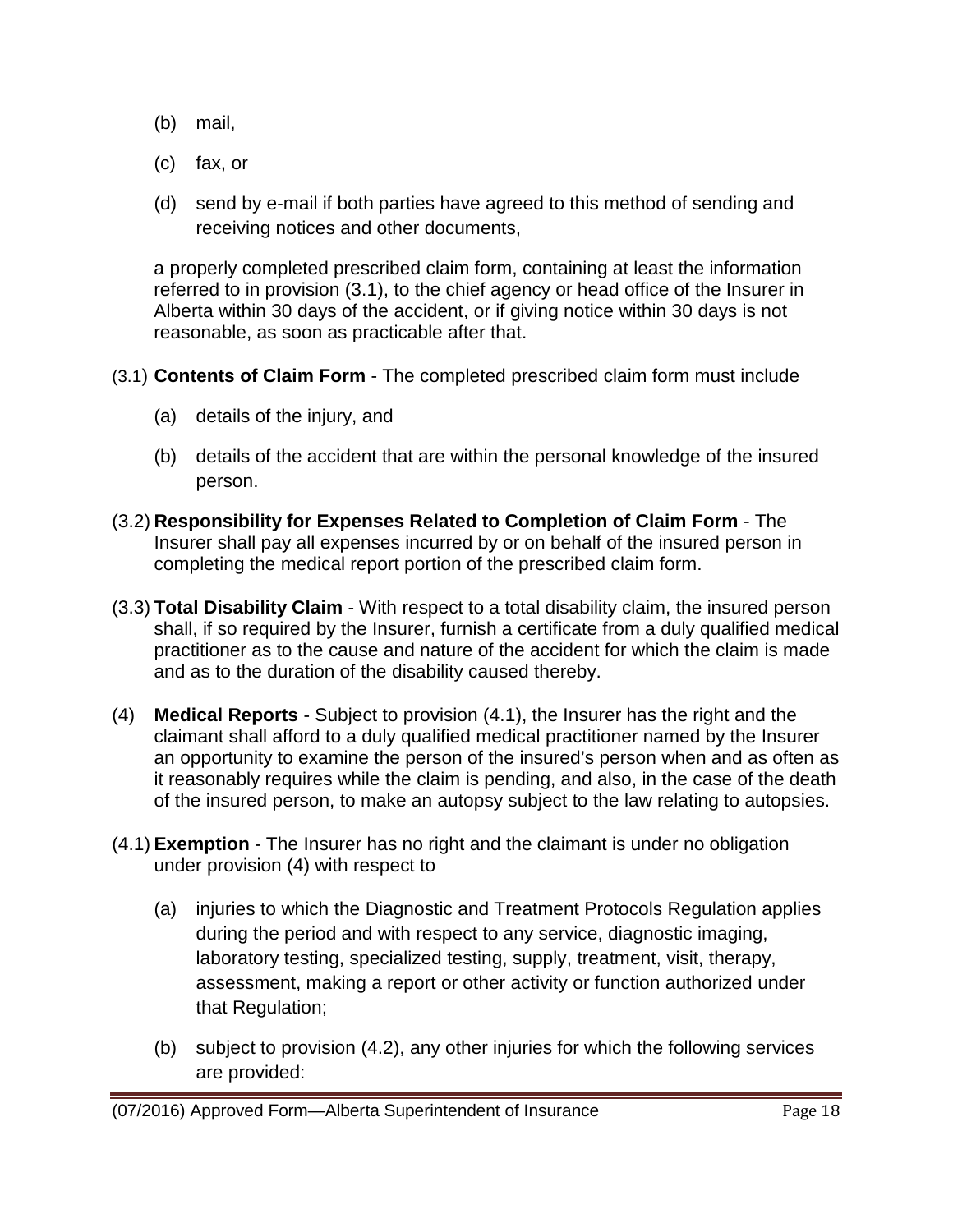(b) mail,

(c) fax, or

(d) send by e-mail if both parties have agreed to this method of sending and receiving notices and other documents,

a properly completed prescribed claim form, containing at least the information referred to in provision (3.1), to the chief agency or head office of the Insurer in Alberta within 30 days of the accident, or if giving notice within 30 days is not reasonable, as soon as practicable after that.

(3.1) **Contents of Claim Form** - The completed prescribed claim form must include

(a) details of the injury, and

(b) details of the accident that are within the personal knowledge of the insured person.

(3.2) **Responsibility for Expenses Related to Completion of Claim Form** - The Insurer shall pay all expenses incurred by or on behalf of the insured person in completing the medical report portion of the prescribed claim form.

(3.3) **Total Disability Claim** - With respect to a total disability claim, the insured person shall, if so required by the Insurer, furnish a certificate from a duly qualified medical practitioner as to the cause and nature of the accident for which the claim is made and as to the duration of the disability caused thereby.

(4) **Medical Reports** - Subject to provision (4.1), the Insurer has the right and the claimant shall afford to a duly qualified medical practitioner named by the Insurer an opportunity to examine the person of the insured's person when and as often as it reasonably requires while the claim is pending, and also, in the case of the death of the insured person, to make an autopsy subject to the law relating to autopsies.

(4.1) **Exemption** - The Insurer has no right and the claimant is under no obligation under provision (4) with respect to

(a) injuries to which the Diagnostic and Treatment Protocols Regulation applies during the period and with respect to any service, diagnostic imaging, laboratory testing, specialized testing, supply, treatment, visit, therapy, assessment, making a report or other activity or function authorized under that Regulation;

(b) subject to provision (4.2), any other injuries for which the following services are provided: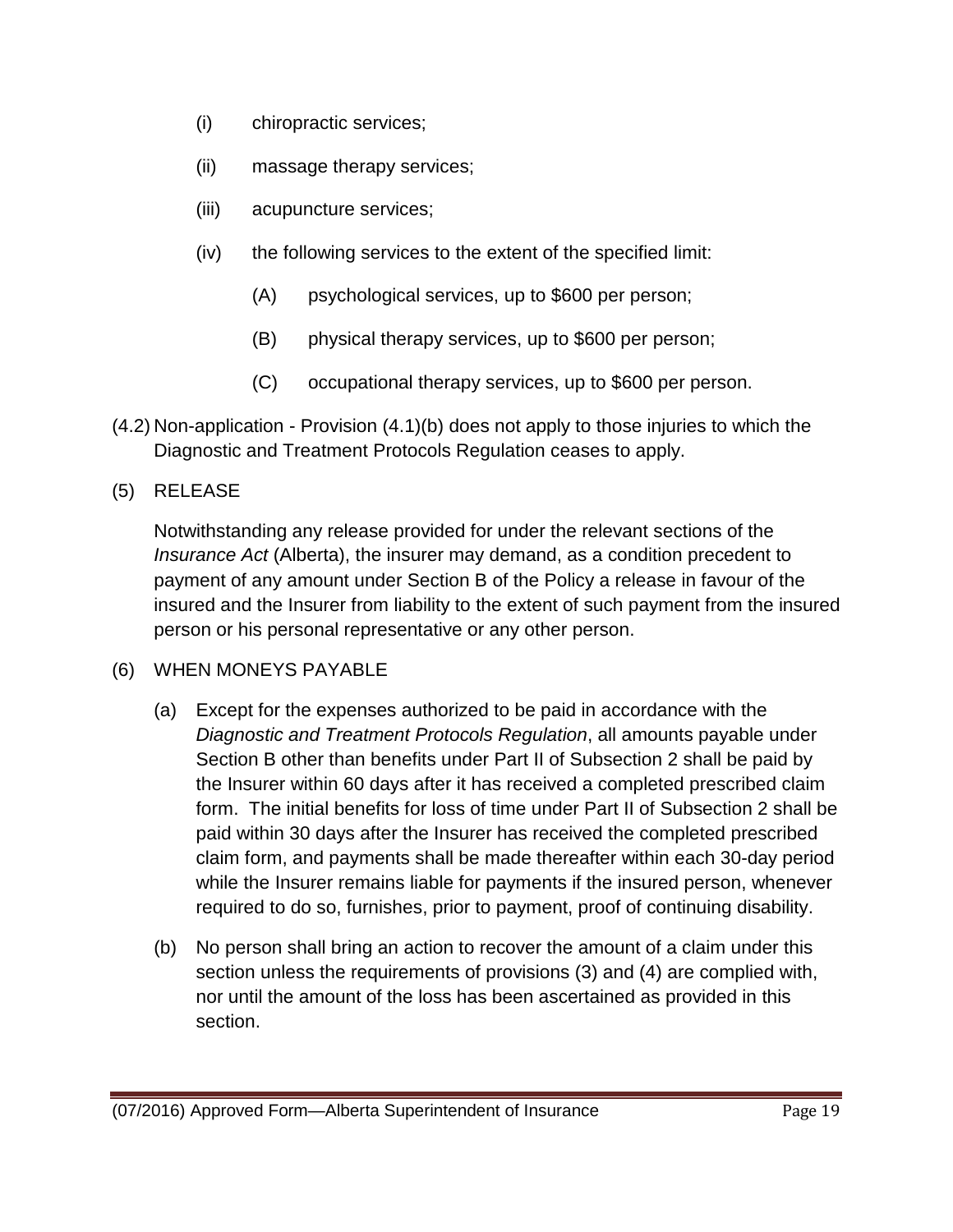(i) chiropractic services;

(ii) massage therapy services;

(iii) acupuncture services;

(iv) the following services to the extent of the specified limit:

(A) psychological services, up to $600 per person;

(B) physical therapy services, up to $600 per person;

(C) occupational therapy services, up to $600 per person.

(4.2) Non-application - Provision (4.1)(b) does not apply to those injuries to which the Diagnostic and Treatment Protocols Regulation ceases to apply.

(5) RELEASE

Notwithstanding any release provided for under the relevant sections of the *Insurance Act* (Alberta), the insurer may demand, as a condition precedent to payment of any amount under Section B of the Policy a release in favour of the insured and the Insurer from liability to the extent of such payment from the insured person or his personal representative or any other person.

(6) WHEN MONEYS PAYABLE

(a) Except for the expenses authorized to be paid in accordance with the *Diagnostic and Treatment Protocols Regulation*, all amounts payable under Section B other than benefits under Part II of Subsection 2 shall be paid by the Insurer within 60 days after it has received a completed prescribed claim form. The initial benefits for loss of time under Part II of Subsection 2 shall be paid within 30 days after the Insurer has received the completed prescribed claim form, and payments shall be made thereafter within each 30-day period while the Insurer remains liable for payments if the insured person, whenever required to do so, furnishes, prior to payment, proof of continuing disability.

(b) No person shall bring an action to recover the amount of a claim under this section unless the requirements of provisions (3) and (4) are complied with, nor until the amount of the loss has been ascertained as provided in this section.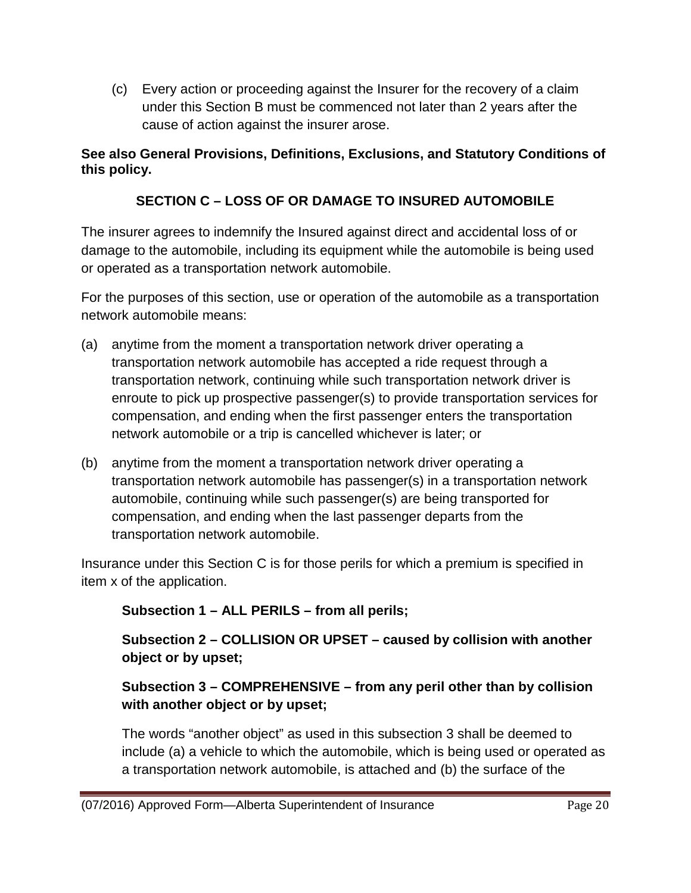(c) Every action or proceeding against the Insurer for the recovery of a claim under this Section B must be commenced not later than 2 years after the cause of action against the insurer arose.

**See also General Provisions, Definitions, Exclusions, and Statutory Conditions of this policy.**

## SECTION C – LOSS OF OR DAMAGE TO INSURED AUTOMOBILE

The insurer agrees to indemnify the Insured against direct and accidental loss of or damage to the automobile, including its equipment while the automobile is being used or operated as a transportation network automobile.

For the purposes of this section, use or operation of the automobile as a transportation network automobile means:

(a) anytime from the moment a transportation network driver operating a transportation network automobile has accepted a ride request through a transportation network, continuing while such transportation network driver is enroute to pick up prospective passenger(s) to provide transportation services for compensation, and ending when the first passenger enters the transportation network automobile or a trip is cancelled whichever is later; or

(b) anytime from the moment a transportation network driver operating a transportation network automobile has passenger(s) in a transportation network automobile, continuing while such passenger(s) are being transported for compensation, and ending when the last passenger departs from the transportation network automobile.

Insurance under this Section C is for those perils for which a premium is specified in item x of the application.

**Subsection 1 – ALL PERILS – from all perils;**

**Subsection 2 – COLLISION OR UPSET – caused by collision with another object or by upset;**

**Subsection 3 – COMPREHENSIVE – from any peril other than by collision with another object or by upset;**

The words "another object" as used in this subsection 3 shall be deemed to include (a) a vehicle to which the automobile, which is being used or operated as a transportation network automobile, is attached and (b) the surface of the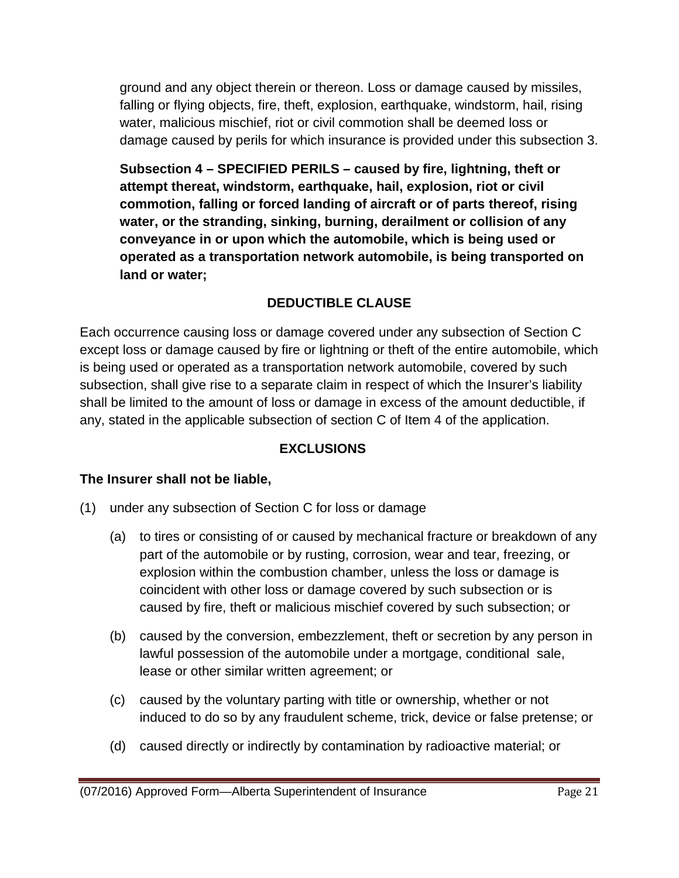ground and any object therein or thereon. Loss or damage caused by missiles, falling or flying objects, fire, theft, explosion, earthquake, windstorm, hail, rising water, malicious mischief, riot or civil commotion shall be deemed loss or damage caused by perils for which insurance is provided under this subsection 3.

**Subsection 4 – SPECIFIED PERILS – caused by fire, lightning, theft or attempt thereat, windstorm, earthquake, hail, explosion, riot or civil commotion, falling or forced landing of aircraft or of parts thereof, rising water, or the stranding, sinking, burning, derailment or collision of any conveyance in or upon which the automobile, which is being used or operated as a transportation network automobile, is being transported on land or water;**

## DEDUCTIBLE CLAUSE

Each occurrence causing loss or damage covered under any subsection of Section C except loss or damage caused by fire or lightning or theft of the entire automobile, which is being used or operated as a transportation network automobile, covered by such subsection, shall give rise to a separate claim in respect of which the Insurer's liability shall be limited to the amount of loss or damage in excess of the amount deductible, if any, stated in the applicable subsection of section C of Item 4 of the application.

## EXCLUSIONS

**The Insurer shall not be liable,**

(1) under any subsection of Section C for loss or damage

(a) to tires or consisting of or caused by mechanical fracture or breakdown of any part of the automobile or by rusting, corrosion, wear and tear, freezing, or explosion within the combustion chamber, unless the loss or damage is coincident with other loss or damage covered by such subsection or is caused by fire, theft or malicious mischief covered by such subsection; or

(b) caused by the conversion, embezzlement, theft or secretion by any person in lawful possession of the automobile under a mortgage, conditional sale, lease or other similar written agreement; or

(c) caused by the voluntary parting with title or ownership, whether or not induced to do so by any fraudulent scheme, trick, device or false pretense; or

(d) caused directly or indirectly by contamination by radioactive material; or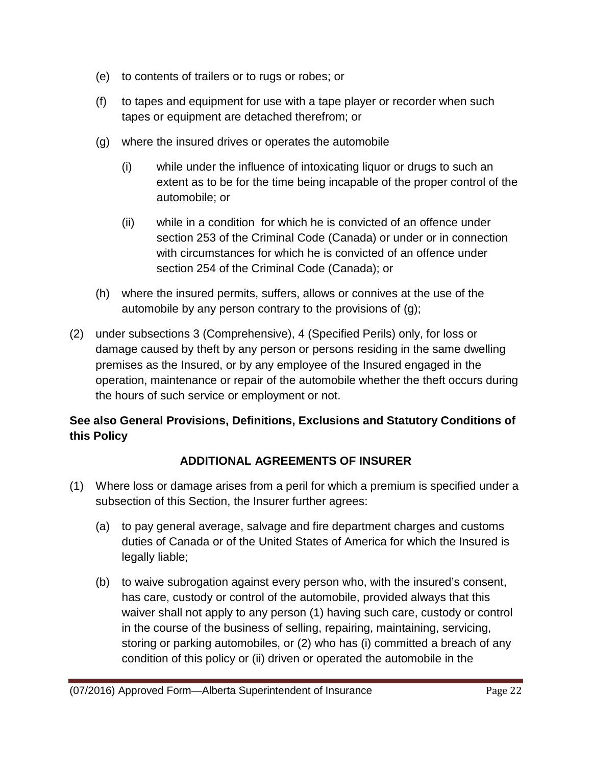(e) to contents of trailers or to rugs or robes; or

(f) to tapes and equipment for use with a tape player or recorder when such tapes or equipment are detached therefrom; or

(g) where the insured drives or operates the automobile

  (i) while under the influence of intoxicating liquor or drugs to such an extent as to be for the time being incapable of the proper control of the automobile; or

  (ii) while in a condition for which he is convicted of an offence under section 253 of the Criminal Code (Canada) or under or in connection with circumstances for which he is convicted of an offence under section 254 of the Criminal Code (Canada); or

(h) where the insured permits, suffers, allows or connives at the use of the automobile by any person contrary to the provisions of (g);

(2) under subsections 3 (Comprehensive), 4 (Specified Perils) only, for loss or damage caused by theft by any person or persons residing in the same dwelling premises as the Insured, or by any employee of the Insured engaged in the operation, maintenance or repair of the automobile whether the theft occurs during the hours of such service or employment or not.

**See also General Provisions, Definitions, Exclusions and Statutory Conditions of this Policy**

## ADDITIONAL AGREEMENTS OF INSURER

(1) Where loss or damage arises from a peril for which a premium is specified under a subsection of this Section, the Insurer further agrees:

  (a) to pay general average, salvage and fire department charges and customs duties of Canada or of the United States of America for which the Insured is legally liable;

  (b) to waive subrogation against every person who, with the insured's consent, has care, custody or control of the automobile, provided always that this waiver shall not apply to any person (1) having such care, custody or control in the course of the business of selling, repairing, maintaining, servicing, storing or parking automobiles, or (2) who has (i) committed a breach of any condition of this policy or (ii) driven or operated the automobile in the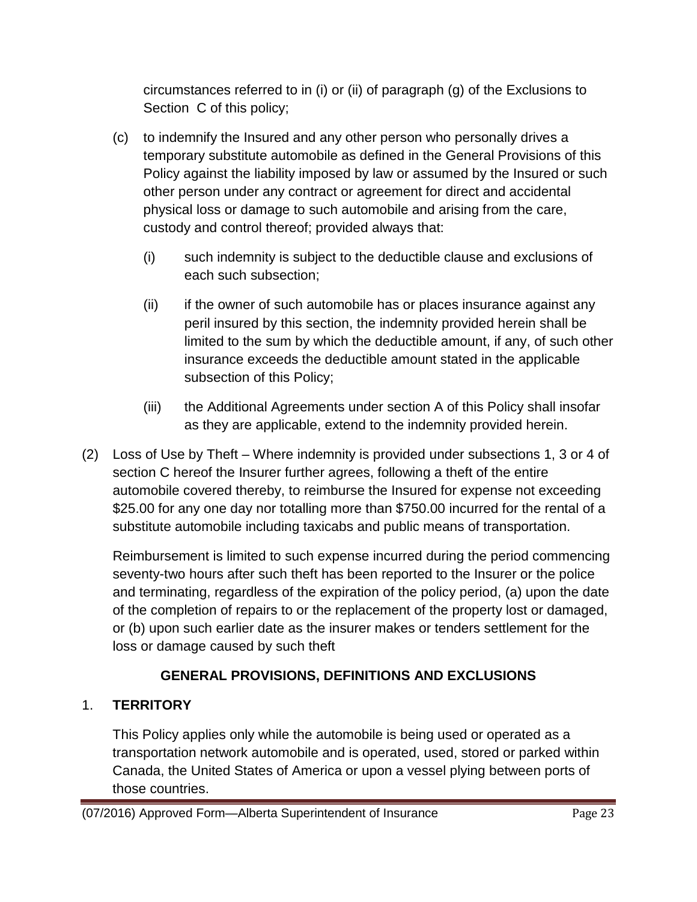circumstances referred to in (i) or (ii) of paragraph (g) of the Exclusions to Section C of this policy;

(c) to indemnify the Insured and any other person who personally drives a temporary substitute automobile as defined in the General Provisions of this Policy against the liability imposed by law or assumed by the Insured or such other person under any contract or agreement for direct and accidental physical loss or damage to such automobile and arising from the care, custody and control thereof; provided always that:

   (i) such indemnity is subject to the deductible clause and exclusions of each such subsection;

   (ii) if the owner of such automobile has or places insurance against any peril insured by this section, the indemnity provided herein shall be limited to the sum by which the deductible amount, if any, of such other insurance exceeds the deductible amount stated in the applicable subsection of this Policy;

   (iii) the Additional Agreements under section A of this Policy shall insofar as they are applicable, extend to the indemnity provided herein.

(2) Loss of Use by Theft – Where indemnity is provided under subsections 1, 3 or 4 of section C hereof the Insurer further agrees, following a theft of the entire automobile covered thereby, to reimburse the Insured for expense not exceeding $25.00 for any one day nor totalling more than $750.00 incurred for the rental of a substitute automobile including taxicabs and public means of transportation.

Reimbursement is limited to such expense incurred during the period commencing seventy-two hours after such theft has been reported to the Insurer or the police and terminating, regardless of the expiration of the policy period, (a) upon the date of the completion of repairs to or the replacement of the property lost or damaged, or (b) upon such earlier date as the insurer makes or tenders settlement for the loss or damage caused by such theft

## GENERAL PROVISIONS, DEFINITIONS AND EXCLUSIONS

### 1. TERRITORY

This Policy applies only while the automobile is being used or operated as a transportation network automobile and is operated, used, stored or parked within Canada, the United States of America or upon a vessel plying between ports of those countries.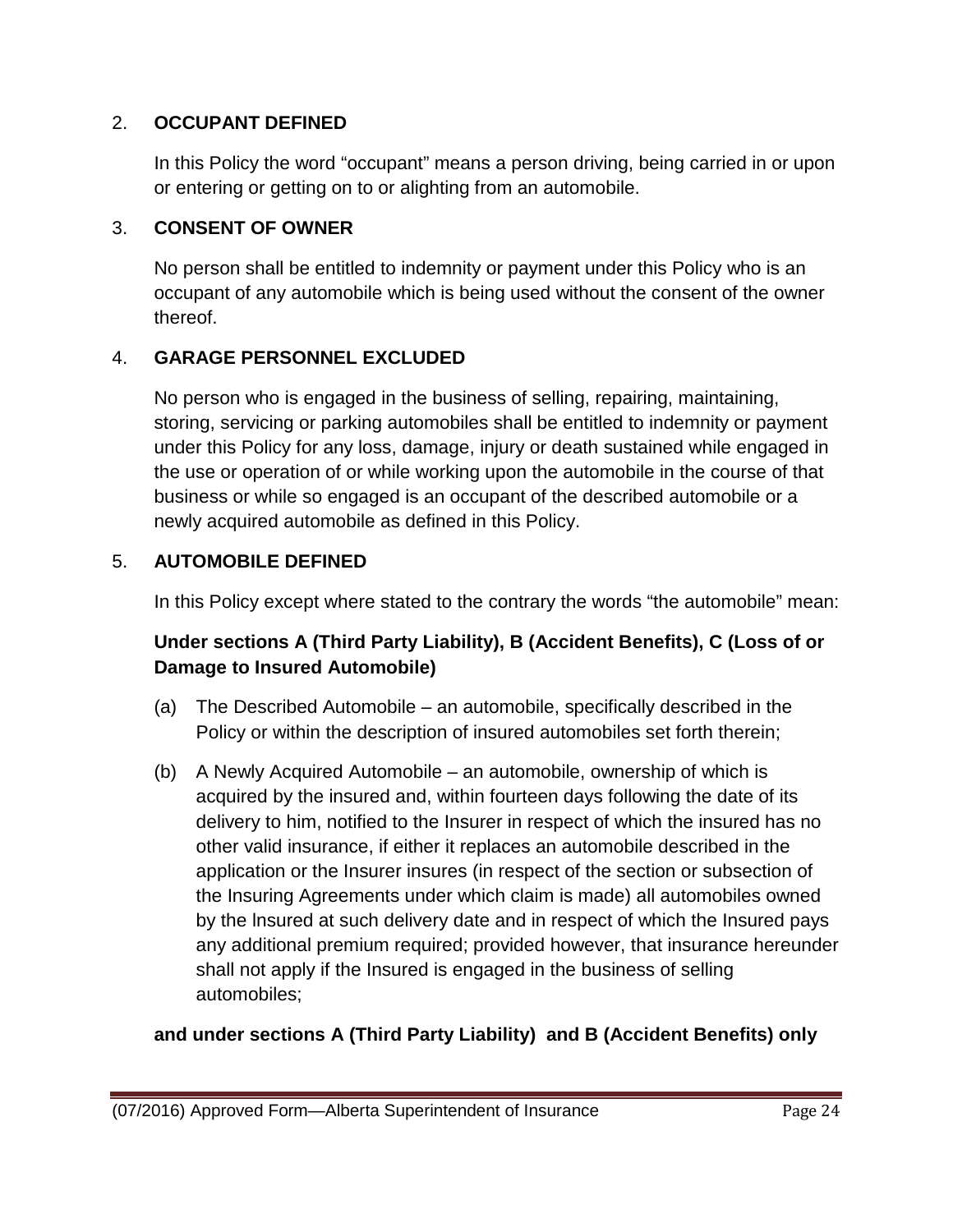2. **OCCUPANT DEFINED**

   In this Policy the word "occupant" means a person driving, being carried in or upon or entering or getting on to or alighting from an automobile.

3. **CONSENT OF OWNER**

   No person shall be entitled to indemnity or payment under this Policy who is an occupant of any automobile which is being used without the consent of the owner thereof.

4. **GARAGE PERSONNEL EXCLUDED**

   No person who is engaged in the business of selling, repairing, maintaining, storing, servicing or parking automobiles shall be entitled to indemnity or payment under this Policy for any loss, damage, injury or death sustained while engaged in the use or operation of or while working upon the automobile in the course of that business or while so engaged is an occupant of the described automobile or a newly acquired automobile as defined in this Policy.

5. **AUTOMOBILE DEFINED**

   In this Policy except where stated to the contrary the words "the automobile" mean:

   **Under sections A (Third Party Liability), B (Accident Benefits), C (Loss of or Damage to Insured Automobile)**

   (a) The Described Automobile – an automobile, specifically described in the Policy or within the description of insured automobiles set forth therein;

   (b) A Newly Acquired Automobile – an automobile, ownership of which is acquired by the insured and, within fourteen days following the date of its delivery to him, notified to the Insurer in respect of which the insured has no other valid insurance, if either it replaces an automobile described in the application or the Insurer insures (in respect of the section or subsection of the Insuring Agreements under which claim is made) all automobiles owned by the Insured at such delivery date and in respect of which the Insured pays any additional premium required; provided however, that insurance hereunder shall not apply if the Insured is engaged in the business of selling automobiles;

   **and under sections A (Third Party Liability) and B (Accident Benefits) only**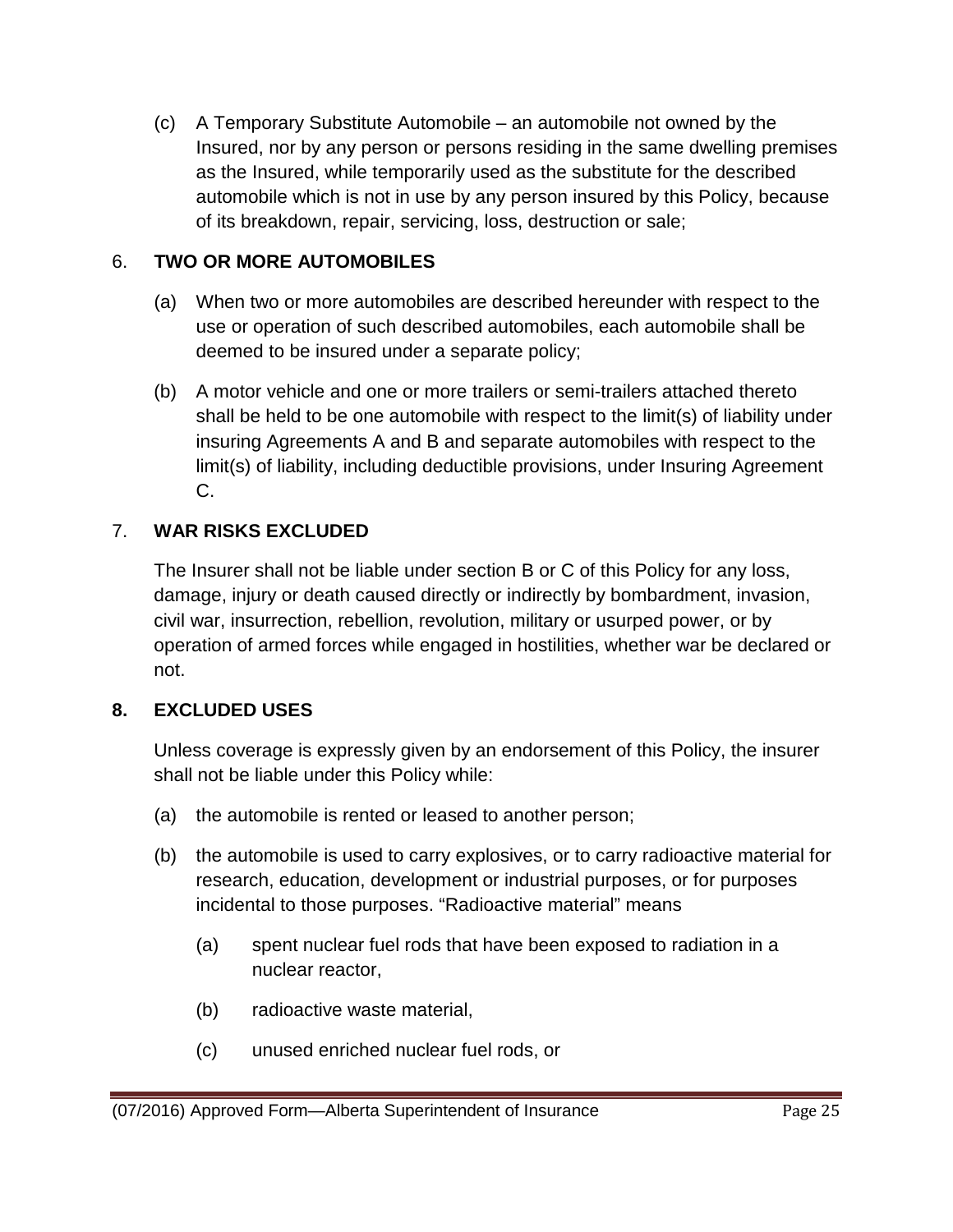(c) A Temporary Substitute Automobile – an automobile not owned by the Insured, nor by any person or persons residing in the same dwelling premises as the Insured, while temporarily used as the substitute for the described automobile which is not in use by any person insured by this Policy, because of its breakdown, repair, servicing, loss, destruction or sale;

6. **TWO OR MORE AUTOMOBILES**

(a) When two or more automobiles are described hereunder with respect to the use or operation of such described automobiles, each automobile shall be deemed to be insured under a separate policy;

(b) A motor vehicle and one or more trailers or semi-trailers attached thereto shall be held to be one automobile with respect to the limit(s) of liability under insuring Agreements A and B and separate automobiles with respect to the limit(s) of liability, including deductible provisions, under Insuring Agreement C.

7. **WAR RISKS EXCLUDED**

The Insurer shall not be liable under section B or C of this Policy for any loss, damage, injury or death caused directly or indirectly by bombardment, invasion, civil war, insurrection, rebellion, revolution, military or usurped power, or by operation of armed forces while engaged in hostilities, whether war be declared or not.

**8. EXCLUDED USES**

Unless coverage is expressly given by an endorsement of this Policy, the insurer shall not be liable under this Policy while:

(a) the automobile is rented or leased to another person;

(b) the automobile is used to carry explosives, or to carry radioactive material for research, education, development or industrial purposes, or for purposes incidental to those purposes. "Radioactive material" means

(a) spent nuclear fuel rods that have been exposed to radiation in a nuclear reactor,

(b) radioactive waste material,

(c) unused enriched nuclear fuel rods, or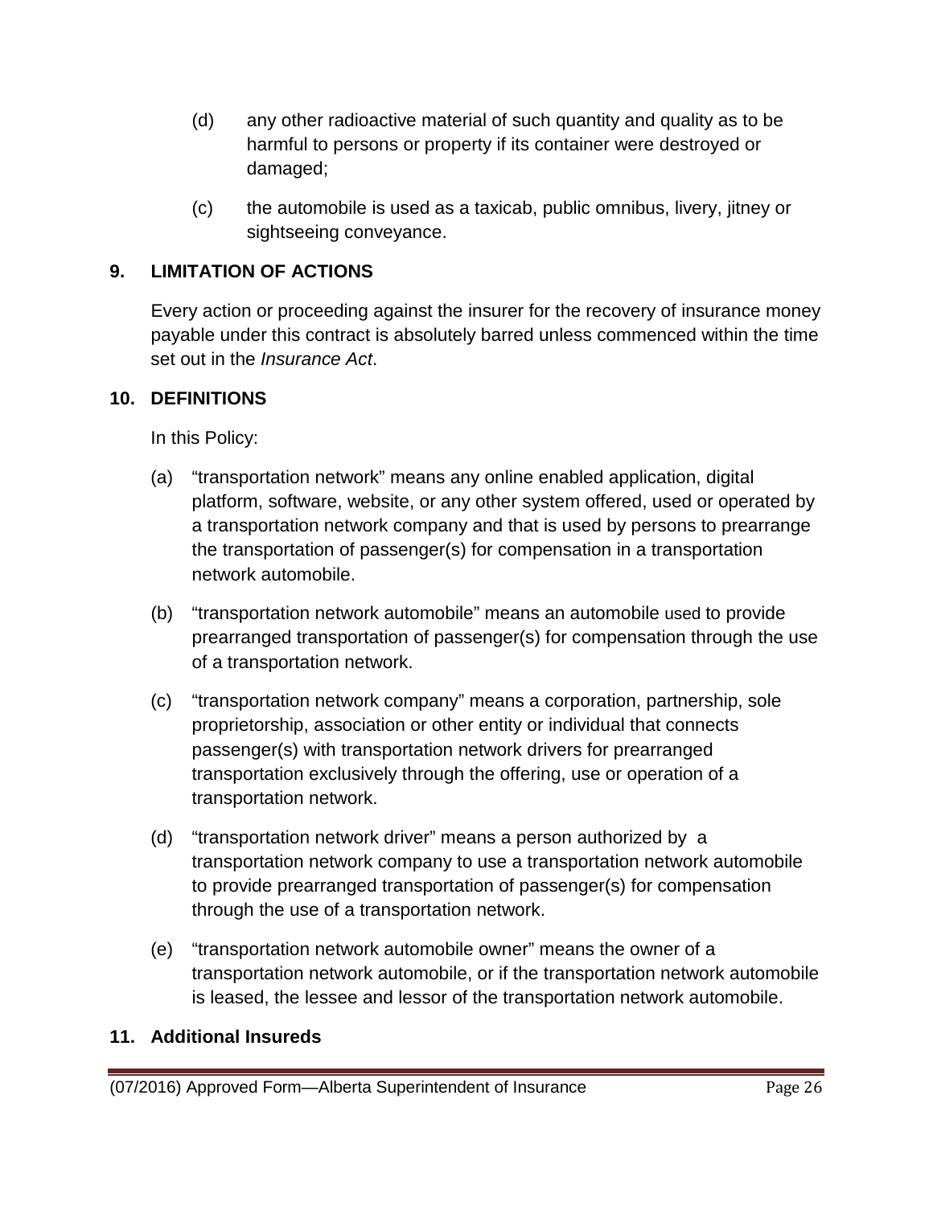(d) any other radioactive material of such quantity and quality as to be harmful to persons or property if its container were destroyed or damaged;

(c) the automobile is used as a taxicab, public omnibus, livery, jitney or sightseeing conveyance.

## 9. LIMITATION OF ACTIONS

Every action or proceeding against the insurer for the recovery of insurance money payable under this contract is absolutely barred unless commenced within the time set out in the *Insurance Act*.

## 10. DEFINITIONS

In this Policy:

(a) "transportation network" means any online enabled application, digital platform, software, website, or any other system offered, used or operated by a transportation network company and that is used by persons to prearrange the transportation of passenger(s) for compensation in a transportation network automobile.

(b) "transportation network automobile" means an automobile used to provide prearranged transportation of passenger(s) for compensation through the use of a transportation network.

(c) "transportation network company" means a corporation, partnership, sole proprietorship, association or other entity or individual that connects passenger(s) with transportation network drivers for prearranged transportation exclusively through the offering, use or operation of a transportation network.

(d) "transportation network driver" means a person authorized by a transportation network company to use a transportation network automobile to provide prearranged transportation of passenger(s) for compensation through the use of a transportation network.

(e) "transportation network automobile owner" means the owner of a transportation network automobile, or if the transportation network automobile is leased, the lessee and lessor of the transportation network automobile.

## 11. Additional Insureds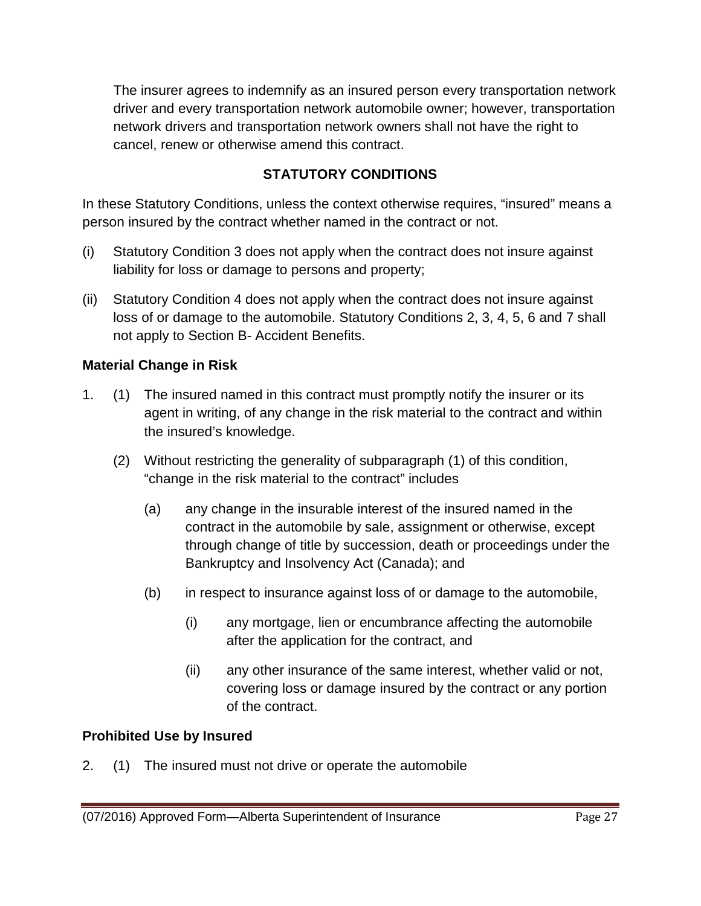The insurer agrees to indemnify as an insured person every transportation network driver and every transportation network automobile owner; however, transportation network drivers and transportation network owners shall not have the right to cancel, renew or otherwise amend this contract.

## STATUTORY CONDITIONS

In these Statutory Conditions, unless the context otherwise requires, "insured" means a person insured by the contract whether named in the contract or not.

(i) Statutory Condition 3 does not apply when the contract does not insure against liability for loss or damage to persons and property;

(ii) Statutory Condition 4 does not apply when the contract does not insure against loss of or damage to the automobile. Statutory Conditions 2, 3, 4, 5, 6 and 7 shall not apply to Section B- Accident Benefits.

### Material Change in Risk

1. (1) The insured named in this contract must promptly notify the insurer or its agent in writing, of any change in the risk material to the contract and within the insured's knowledge.

   (2) Without restricting the generality of subparagraph (1) of this condition, "change in the risk material to the contract" includes

   - (a) any change in the insurable interest of the insured named in the contract in the automobile by sale, assignment or otherwise, except through change of title by succession, death or proceedings under the Bankruptcy and Insolvency Act (Canada); and

   - (b) in respect to insurance against loss of or damage to the automobile,

     - (i) any mortgage, lien or encumbrance affecting the automobile after the application for the contract, and

     - (ii) any other insurance of the same interest, whether valid or not, covering loss or damage insured by the contract or any portion of the contract.

### Prohibited Use by Insured

2. (1) The insured must not drive or operate the automobile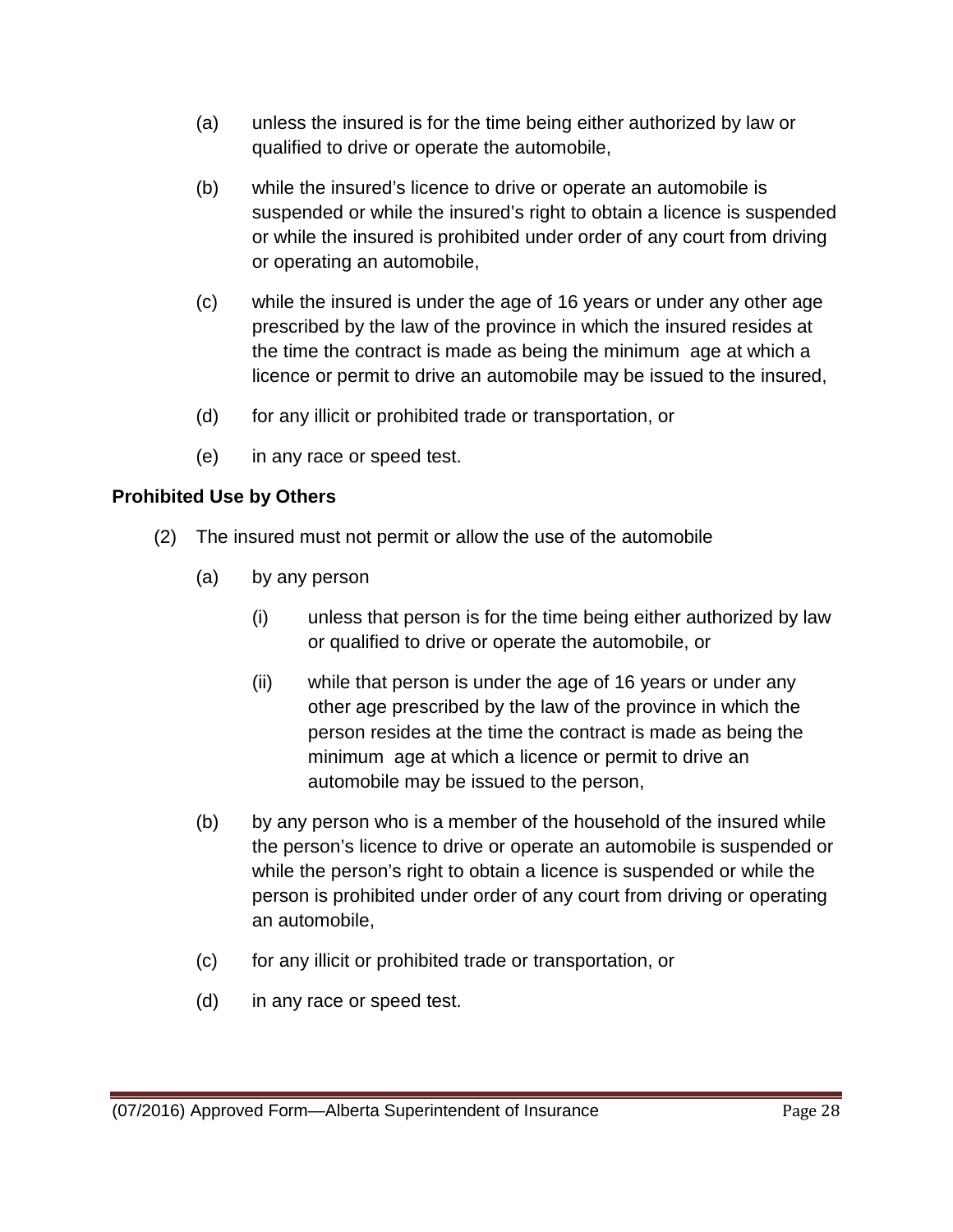(a) unless the insured is for the time being either authorized by law or qualified to drive or operate the automobile,

(b) while the insured's licence to drive or operate an automobile is suspended or while the insured's right to obtain a licence is suspended or while the insured is prohibited under order of any court from driving or operating an automobile,

(c) while the insured is under the age of 16 years or under any other age prescribed by the law of the province in which the insured resides at the time the contract is made as being the minimum age at which a licence or permit to drive an automobile may be issued to the insured,

(d) for any illicit or prohibited trade or transportation, or

(e) in any race or speed test.

**Prohibited Use by Others**

(2) The insured must not permit or allow the use of the automobile

(a) by any person

(i) unless that person is for the time being either authorized by law or qualified to drive or operate the automobile, or

(ii) while that person is under the age of 16 years or under any other age prescribed by the law of the province in which the person resides at the time the contract is made as being the minimum age at which a licence or permit to drive an automobile may be issued to the person,

(b) by any person who is a member of the household of the insured while the person's licence to drive or operate an automobile is suspended or while the person's right to obtain a licence is suspended or while the person is prohibited under order of any court from driving or operating an automobile,

(c) for any illicit or prohibited trade or transportation, or

(d) in any race or speed test.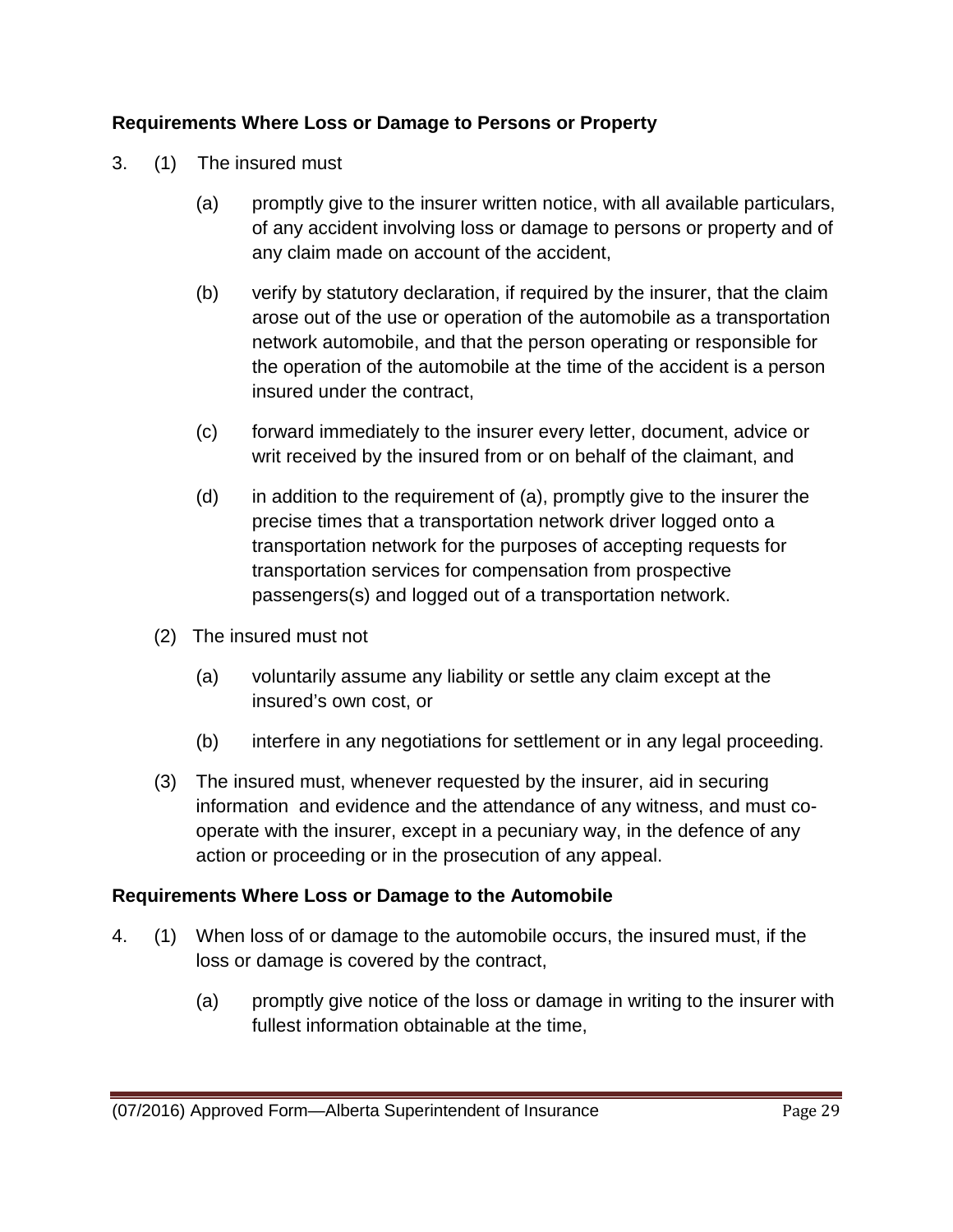**Requirements Where Loss or Damage to Persons or Property**

3. (1) The insured must

   (a) promptly give to the insurer written notice, with all available particulars, of any accident involving loss or damage to persons or property and of any claim made on account of the accident,

   (b) verify by statutory declaration, if required by the insurer, that the claim arose out of the use or operation of the automobile as a transportation network automobile, and that the person operating or responsible for the operation of the automobile at the time of the accident is a person insured under the contract,

   (c) forward immediately to the insurer every letter, document, advice or writ received by the insured from or on behalf of the claimant, and

   (d) in addition to the requirement of (a), promptly give to the insurer the precise times that a transportation network driver logged onto a transportation network for the purposes of accepting requests for transportation services for compensation from prospective passengers(s) and logged out of a transportation network.

   (2) The insured must not

   (a) voluntarily assume any liability or settle any claim except at the insured's own cost, or

   (b) interfere in any negotiations for settlement or in any legal proceeding.

   (3) The insured must, whenever requested by the insurer, aid in securing information and evidence and the attendance of any witness, and must co-operate with the insurer, except in a pecuniary way, in the defence of any action or proceeding or in the prosecution of any appeal.

**Requirements Where Loss or Damage to the Automobile**

4. (1) When loss of or damage to the automobile occurs, the insured must, if the loss or damage is covered by the contract,

   (a) promptly give notice of the loss or damage in writing to the insurer with fullest information obtainable at the time,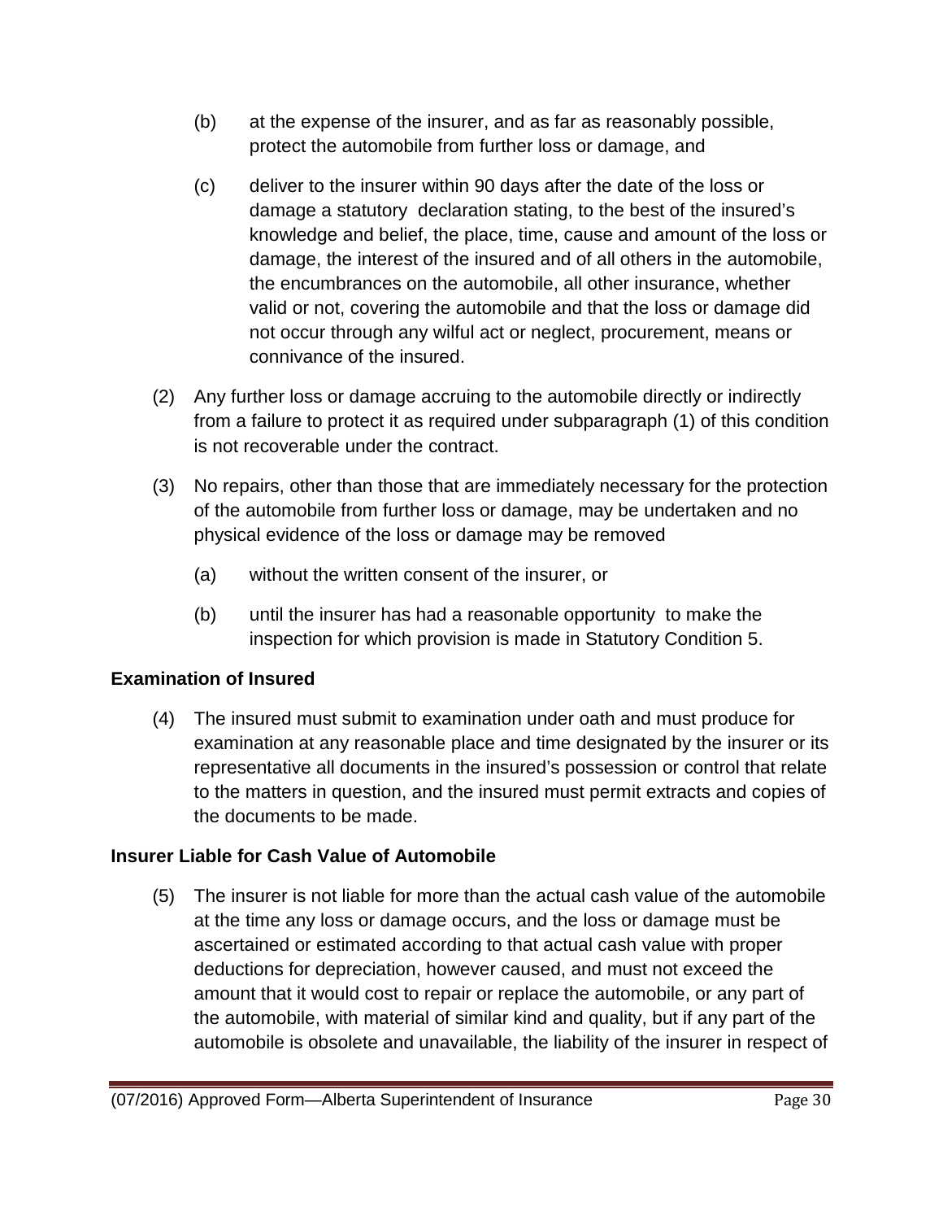(b) at the expense of the insurer, and as far as reasonably possible, protect the automobile from further loss or damage, and

(c) deliver to the insurer within 90 days after the date of the loss or damage a statutory declaration stating, to the best of the insured's knowledge and belief, the place, time, cause and amount of the loss or damage, the interest of the insured and of all others in the automobile, the encumbrances on the automobile, all other insurance, whether valid or not, covering the automobile and that the loss or damage did not occur through any wilful act or neglect, procurement, means or connivance of the insured.

(2) Any further loss or damage accruing to the automobile directly or indirectly from a failure to protect it as required under subparagraph (1) of this condition is not recoverable under the contract.

(3) No repairs, other than those that are immediately necessary for the protection of the automobile from further loss or damage, may be undertaken and no physical evidence of the loss or damage may be removed

(a) without the written consent of the insurer, or

(b) until the insurer has had a reasonable opportunity to make the inspection for which provision is made in Statutory Condition 5.

**Examination of Insured**

(4) The insured must submit to examination under oath and must produce for examination at any reasonable place and time designated by the insurer or its representative all documents in the insured's possession or control that relate to the matters in question, and the insured must permit extracts and copies of the documents to be made.

**Insurer Liable for Cash Value of Automobile**

(5) The insurer is not liable for more than the actual cash value of the automobile at the time any loss or damage occurs, and the loss or damage must be ascertained or estimated according to that actual cash value with proper deductions for depreciation, however caused, and must not exceed the amount that it would cost to repair or replace the automobile, or any part of the automobile, with material of similar kind and quality, but if any part of the automobile is obsolete and unavailable, the liability of the insurer in respect of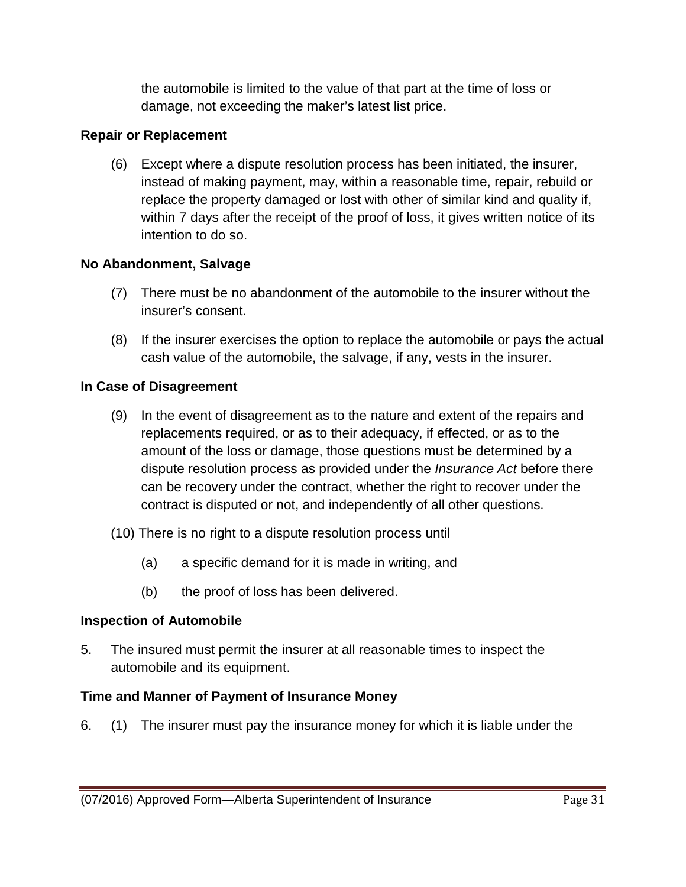the automobile is limited to the value of that part at the time of loss or damage, not exceeding the maker's latest list price.

**Repair or Replacement**

(6) Except where a dispute resolution process has been initiated, the insurer, instead of making payment, may, within a reasonable time, repair, rebuild or replace the property damaged or lost with other of similar kind and quality if, within 7 days after the receipt of the proof of loss, it gives written notice of its intention to do so.

**No Abandonment, Salvage**

(7) There must be no abandonment of the automobile to the insurer without the insurer's consent.

(8) If the insurer exercises the option to replace the automobile or pays the actual cash value of the automobile, the salvage, if any, vests in the insurer.

**In Case of Disagreement**

(9) In the event of disagreement as to the nature and extent of the repairs and replacements required, or as to their adequacy, if effected, or as to the amount of the loss or damage, those questions must be determined by a dispute resolution process as provided under the *Insurance Act* before there can be recovery under the contract, whether the right to recover under the contract is disputed or not, and independently of all other questions.

(10) There is no right to a dispute resolution process until

(a) a specific demand for it is made in writing, and

(b) the proof of loss has been delivered.

**Inspection of Automobile**

5. The insured must permit the insurer at all reasonable times to inspect the automobile and its equipment.

**Time and Manner of Payment of Insurance Money**

6. (1) The insurer must pay the insurance money for which it is liable under the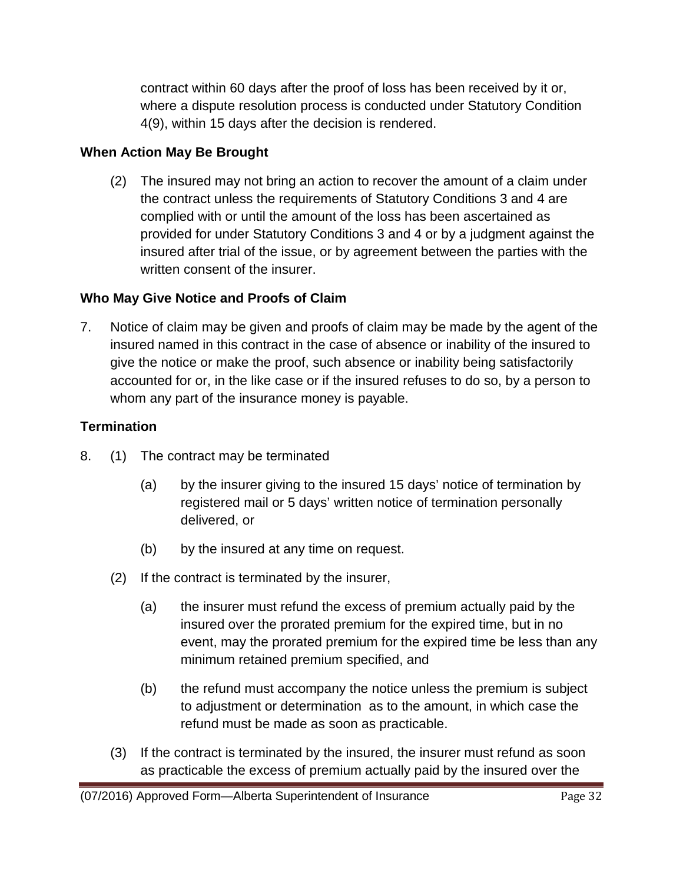contract within 60 days after the proof of loss has been received by it or, where a dispute resolution process is conducted under Statutory Condition 4(9), within 15 days after the decision is rendered.

**When Action May Be Brought**

(2) The insured may not bring an action to recover the amount of a claim under the contract unless the requirements of Statutory Conditions 3 and 4 are complied with or until the amount of the loss has been ascertained as provided for under Statutory Conditions 3 and 4 or by a judgment against the insured after trial of the issue, or by agreement between the parties with the written consent of the insurer.

**Who May Give Notice and Proofs of Claim**

7. Notice of claim may be given and proofs of claim may be made by the agent of the insured named in this contract in the case of absence or inability of the insured to give the notice or make the proof, such absence or inability being satisfactorily accounted for or, in the like case or if the insured refuses to do so, by a person to whom any part of the insurance money is payable.

**Termination**

8. (1) The contract may be terminated

   (a) by the insurer giving to the insured 15 days' notice of termination by registered mail or 5 days' written notice of termination personally delivered, or

   (b) by the insured at any time on request.

   (2) If the contract is terminated by the insurer,

   (a) the insurer must refund the excess of premium actually paid by the insured over the prorated premium for the expired time, but in no event, may the prorated premium for the expired time be less than any minimum retained premium specified, and

   (b) the refund must accompany the notice unless the premium is subject to adjustment or determination as to the amount, in which case the refund must be made as soon as practicable.

   (3) If the contract is terminated by the insured, the insurer must refund as soon as practicable the excess of premium actually paid by the insured over the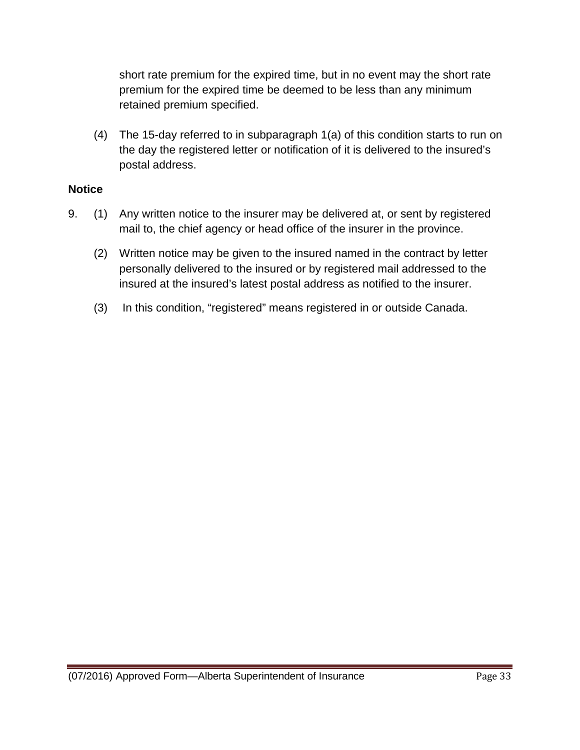short rate premium for the expired time, but in no event may the short rate premium for the expired time be deemed to be less than any minimum retained premium specified.

(4) The 15-day referred to in subparagraph 1(a) of this condition starts to run on the day the registered letter or notification of it is delivered to the insured's postal address.

**Notice**

9. (1) Any written notice to the insurer may be delivered at, or sent by registered mail to, the chief agency or head office of the insurer in the province.

   (2) Written notice may be given to the insured named in the contract by letter personally delivered to the insured or by registered mail addressed to the insured at the insured's latest postal address as notified to the insurer.

   (3) In this condition, "registered" means registered in or outside Canada.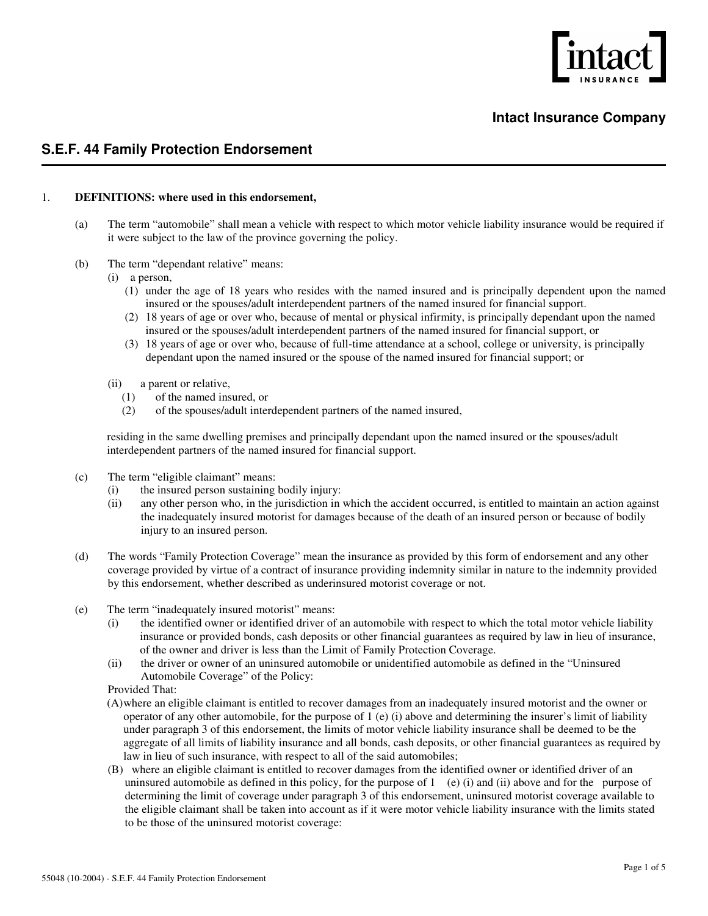**Intact Insurance Company**

## S.E.F. 44 Family Protection Endorsement

1. **DEFINITIONS: where used in this endorsement,**

(a) The term "automobile" shall mean a vehicle with respect to which motor vehicle liability insurance would be required if it were subject to the law of the province governing the policy.

(b) The term "dependant relative" means:

(i) a person,

(1) under the age of 18 years who resides with the named insured and is principally dependent upon the named insured or the spouses/adult interdependent partners of the named insured for financial support.

(2) 18 years of age or over who, because of mental or physical infirmity, is principally dependant upon the named insured or the spouses/adult interdependent partners of the named insured for financial support, or

(3) 18 years of age or over who, because of full-time attendance at a school, college or university, is principally dependant upon the named insured or the spouse of the named insured for financial support; or

(ii) a parent or relative,

(1) of the named insured, or

(2) of the spouses/adult interdependent partners of the named insured,

residing in the same dwelling premises and principally dependant upon the named insured or the spouses/adult interdependent partners of the named insured for financial support.

(c) The term "eligible claimant" means:

(i) the insured person sustaining bodily injury:

(ii) any other person who, in the jurisdiction in which the accident occurred, is entitled to maintain an action against the inadequately insured motorist for damages because of the death of an insured person or because of bodily injury to an insured person.

(d) The words "Family Protection Coverage" mean the insurance as provided by this form of endorsement and any other coverage provided by virtue of a contract of insurance providing indemnity similar in nature to the indemnity provided by this endorsement, whether described as underinsured motorist coverage or not.

(e) The term "inadequately insured motorist" means:

(i) the identified owner or identified driver of an automobile with respect to which the total motor vehicle liability insurance or provided bonds, cash deposits or other financial guarantees as required by law in lieu of insurance, of the owner and driver is less than the Limit of Family Protection Coverage.

(ii) the driver or owner of an uninsured automobile or unidentified automobile as defined in the "Uninsured Automobile Coverage" of the Policy:

Provided That:

(A) where an eligible claimant is entitled to recover damages from an inadequately insured motorist and the owner or operator of any other automobile, for the purpose of 1 (e) (i) above and determining the insurer's limit of liability under paragraph 3 of this endorsement, the limits of motor vehicle liability insurance shall be deemed to be the aggregate of all limits of liability insurance and all bonds, cash deposits, or other financial guarantees as required by law in lieu of such insurance, with respect to all of the said automobiles;

(B) where an eligible claimant is entitled to recover damages from the identified owner or identified driver of an uninsured automobile as defined in this policy, for the purpose of 1 (e) (i) and (ii) above and for the purpose of determining the limit of coverage under paragraph 3 of this endorsement, uninsured motorist coverage available to the eligible claimant shall be taken into account as if it were motor vehicle liability insurance with the limits stated to be those of the uninsured motorist coverage:

55048 (10-2004) - S.E.F. 44 Family Protection Endorsement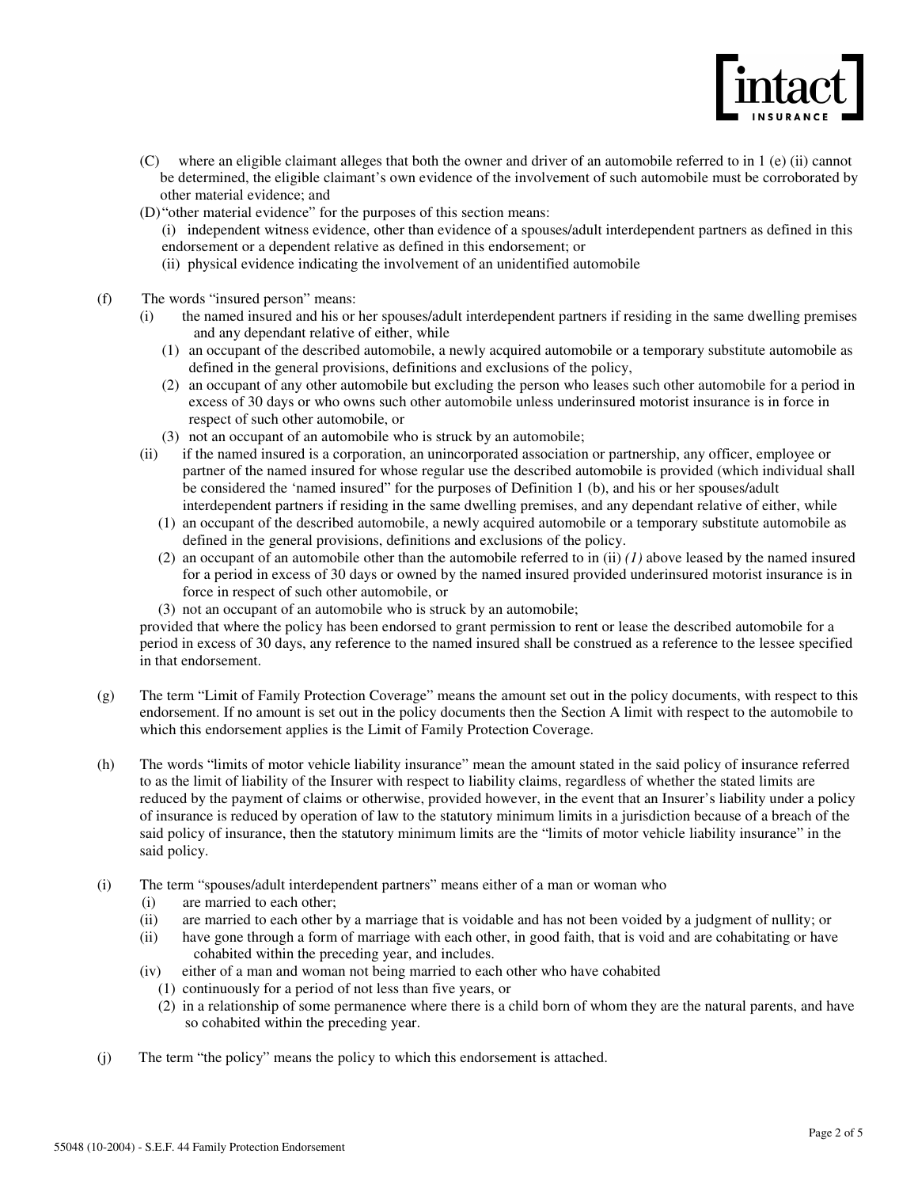(C) where an eligible claimant alleges that both the owner and driver of an automobile referred to in 1 (e) (ii) cannot be determined, the eligible claimant's own evidence of the involvement of such automobile must be corroborated by other material evidence; and

(D) "other material evidence" for the purposes of this section means:

(i) independent witness evidence, other than evidence of a spouses/adult interdependent partners as defined in this endorsement or a dependent relative as defined in this endorsement; or

(ii) physical evidence indicating the involvement of an unidentified automobile

(f) The words "insured person" means:

(i) the named insured and his or her spouses/adult interdependent partners if residing in the same dwelling premises and any dependant relative of either, while

(1) an occupant of the described automobile, a newly acquired automobile or a temporary substitute automobile as defined in the general provisions, definitions and exclusions of the policy,

(2) an occupant of any other automobile but excluding the person who leases such other automobile for a period in excess of 30 days or who owns such other automobile unless underinsured motorist insurance is in force in respect of such other automobile, or

(3) not an occupant of an automobile who is struck by an automobile;

(ii) if the named insured is a corporation, an unincorporated association or partnership, any officer, employee or partner of the named insured for whose regular use the described automobile is provided (which individual shall be considered the 'named insured" for the purposes of Definition 1 (b), and his or her spouses/adult interdependent partners if residing in the same dwelling premises, and any dependant relative of either, while

(1) an occupant of the described automobile, a newly acquired automobile or a temporary substitute automobile as defined in the general provisions, definitions and exclusions of the policy.

(2) an occupant of an automobile other than the automobile referred to in (ii) *(1)* above leased by the named insured for a period in excess of 30 days or owned by the named insured provided underinsured motorist insurance is in force in respect of such other automobile, or

(3) not an occupant of an automobile who is struck by an automobile;

provided that where the policy has been endorsed to grant permission to rent or lease the described automobile for a period in excess of 30 days, any reference to the named insured shall be construed as a reference to the lessee specified in that endorsement.

(g) The term "Limit of Family Protection Coverage" means the amount set out in the policy documents, with respect to this endorsement. If no amount is set out in the policy documents then the Section A limit with respect to the automobile to which this endorsement applies is the Limit of Family Protection Coverage.

(h) The words "limits of motor vehicle liability insurance" mean the amount stated in the said policy of insurance referred to as the limit of liability of the Insurer with respect to liability claims, regardless of whether the stated limits are reduced by the payment of claims or otherwise, provided however, in the event that an Insurer's liability under a policy of insurance is reduced by operation of law to the statutory minimum limits in a jurisdiction because of a breach of the said policy of insurance, then the statutory minimum limits are the "limits of motor vehicle liability insurance" in the said policy.

(i) The term "spouses/adult interdependent partners" means either of a man or woman who

(i) are married to each other;

(ii) are married to each other by a marriage that is voidable and has not been voided by a judgment of nullity; or

(ii) have gone through a form of marriage with each other, in good faith, that is void and are cohabitating or have cohabited within the preceding year, and includes.

(iv) either of a man and woman not being married to each other who have cohabited

(1) continuously for a period of not less than five years, or

(2) in a relationship of some permanence where there is a child born of whom they are the natural parents, and have so cohabited within the preceding year.

(j) The term "the policy" means the policy to which this endorsement is attached.

55048 (10-2004) - S.E.F. 44 Family Protection Endorsement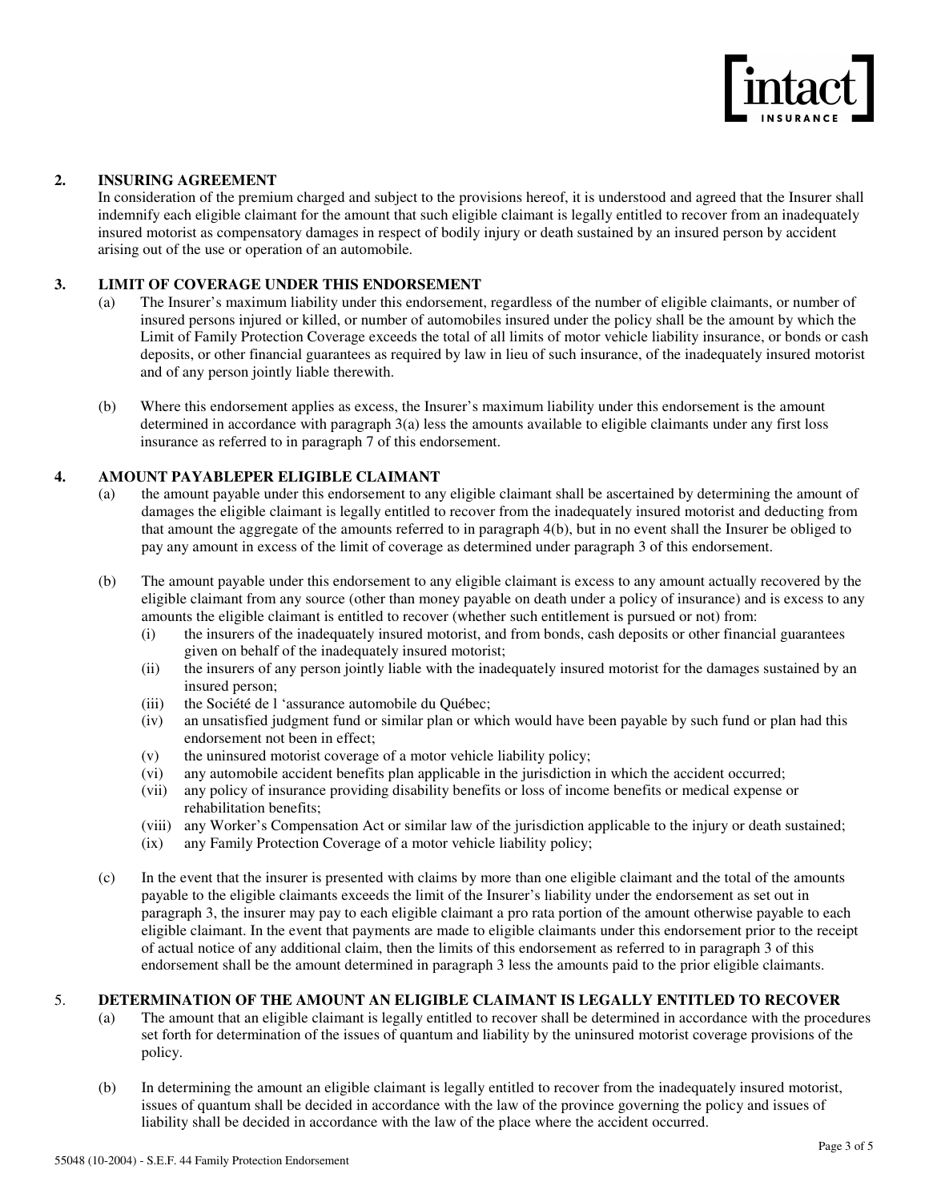## 2. INSURING AGREEMENT

In consideration of the premium charged and subject to the provisions hereof, it is understood and agreed that the Insurer shall indemnify each eligible claimant for the amount that such eligible claimant is legally entitled to recover from an inadequately insured motorist as compensatory damages in respect of bodily injury or death sustained by an insured person by accident arising out of the use or operation of an automobile.

## 3. LIMIT OF COVERAGE UNDER THIS ENDORSEMENT

(a) The Insurer's maximum liability under this endorsement, regardless of the number of eligible claimants, or number of insured persons injured or killed, or number of automobiles insured under the policy shall be the amount by which the Limit of Family Protection Coverage exceeds the total of all limits of motor vehicle liability insurance, or bonds or cash deposits, or other financial guarantees as required by law in lieu of such insurance, of the inadequately insured motorist and of any person jointly liable therewith.

(b) Where this endorsement applies as excess, the Insurer's maximum liability under this endorsement is the amount determined in accordance with paragraph 3(a) less the amounts available to eligible claimants under any first loss insurance as referred to in paragraph 7 of this endorsement.

## 4. AMOUNT PAYABLEPER ELIGIBLE CLAIMANT

(a) the amount payable under this endorsement to any eligible claimant shall be ascertained by determining the amount of damages the eligible claimant is legally entitled to recover from the inadequately insured motorist and deducting from that amount the aggregate of the amounts referred to in paragraph 4(b), but in no event shall the Insurer be obliged to pay any amount in excess of the limit of coverage as determined under paragraph 3 of this endorsement.

(b) The amount payable under this endorsement to any eligible claimant is excess to any amount actually recovered by the eligible claimant from any source (other than money payable on death under a policy of insurance) and is excess to any amounts the eligible claimant is entitled to recover (whether such entitlement is pursued or not) from:

- (i) the insurers of the inadequately insured motorist, and from bonds, cash deposits or other financial guarantees given on behalf of the inadequately insured motorist;
- (ii) the insurers of any person jointly liable with the inadequately insured motorist for the damages sustained by an insured person;
- (iii) the Société de l 'assurance automobile du Québec;
- (iv) an unsatisfied judgment fund or similar plan or which would have been payable by such fund or plan had this endorsement not been in effect;
- (v) the uninsured motorist coverage of a motor vehicle liability policy;
- (vi) any automobile accident benefits plan applicable in the jurisdiction in which the accident occurred;
- (vii) any policy of insurance providing disability benefits or loss of income benefits or medical expense or rehabilitation benefits;
- (viii) any Worker's Compensation Act or similar law of the jurisdiction applicable to the injury or death sustained;
- (ix) any Family Protection Coverage of a motor vehicle liability policy;

(c) In the event that the insurer is presented with claims by more than one eligible claimant and the total of the amounts payable to the eligible claimants exceeds the limit of the Insurer's liability under the endorsement as set out in paragraph 3, the insurer may pay to each eligible claimant a pro rata portion of the amount otherwise payable to each eligible claimant. In the event that payments are made to eligible claimants under this endorsement prior to the receipt of actual notice of any additional claim, then the limits of this endorsement as referred to in paragraph 3 of this endorsement shall be the amount determined in paragraph 3 less the amounts paid to the prior eligible claimants.

## 5. DETERMINATION OF THE AMOUNT AN ELIGIBLE CLAIMANT IS LEGALLY ENTITLED TO RECOVER

(a) The amount that an eligible claimant is legally entitled to recover shall be determined in accordance with the procedures set forth for determination of the issues of quantum and liability by the uninsured motorist coverage provisions of the policy.

(b) In determining the amount an eligible claimant is legally entitled to recover from the inadequately insured motorist, issues of quantum shall be decided in accordance with the law of the province governing the policy and issues of liability shall be decided in accordance with the law of the place where the accident occurred.

55048 (10-2004) - S.E.F. 44 Family Protection Endorsement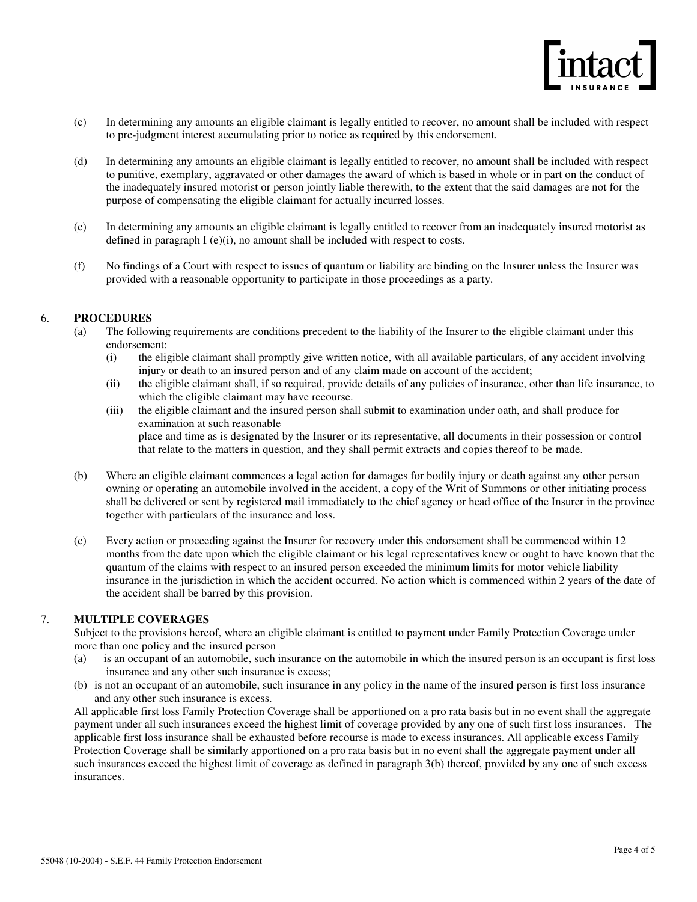(c) In determining any amounts an eligible claimant is legally entitled to recover, no amount shall be included with respect to pre-judgment interest accumulating prior to notice as required by this endorsement.

(d) In determining any amounts an eligible claimant is legally entitled to recover, no amount shall be included with respect to punitive, exemplary, aggravated or other damages the award of which is based in whole or in part on the conduct of the inadequately insured motorist or person jointly liable therewith, to the extent that the said damages are not for the purpose of compensating the eligible claimant for actually incurred losses.

(e) In determining any amounts an eligible claimant is legally entitled to recover from an inadequately insured motorist as defined in paragraph I (e)(i), no amount shall be included with respect to costs.

(f) No findings of a Court with respect to issues of quantum or liability are binding on the Insurer unless the Insurer was provided with a reasonable opportunity to participate in those proceedings as a party.

## 6. **PROCEDURES**

(a) The following requirements are conditions precedent to the liability of the Insurer to the eligible claimant under this endorsement:

   (i) the eligible claimant shall promptly give written notice, with all available particulars, of any accident involving injury or death to an insured person and of any claim made on account of the accident;

   (ii) the eligible claimant shall, if so required, provide details of any policies of insurance, other than life insurance, to which the eligible claimant may have recourse.

   (iii) the eligible claimant and the insured person shall submit to examination under oath, and shall produce for examination at such reasonable
   place and time as is designated by the Insurer or its representative, all documents in their possession or control that relate to the matters in question, and they shall permit extracts and copies thereof to be made.

(b) Where an eligible claimant commences a legal action for damages for bodily injury or death against any other person owning or operating an automobile involved in the accident, a copy of the Writ of Summons or other initiating process shall be delivered or sent by registered mail immediately to the chief agency or head office of the Insurer in the province together with particulars of the insurance and loss.

(c) Every action or proceeding against the Insurer for recovery under this endorsement shall be commenced within 12 months from the date upon which the eligible claimant or his legal representatives knew or ought to have known that the quantum of the claims with respect to an insured person exceeded the minimum limits for motor vehicle liability insurance in the jurisdiction in which the accident occurred. No action which is commenced within 2 years of the date of the accident shall be barred by this provision.

## 7. **MULTIPLE COVERAGES**

Subject to the provisions hereof, where an eligible claimant is entitled to payment under Family Protection Coverage under more than one policy and the insured person

(a) is an occupant of an automobile, such insurance on the automobile in which the insured person is an occupant is first loss insurance and any other such insurance is excess;

(b) is not an occupant of an automobile, such insurance in any policy in the name of the insured person is first loss insurance and any other such insurance is excess.

All applicable first loss Family Protection Coverage shall be apportioned on a pro rata basis but in no event shall the aggregate payment under all such insurances exceed the highest limit of coverage provided by any one of such first loss insurances. The applicable first loss insurance shall be exhausted before recourse is made to excess insurances. All applicable excess Family Protection Coverage shall be similarly apportioned on a pro rata basis but in no event shall the aggregate payment under all such insurances exceed the highest limit of coverage as defined in paragraph 3(b) thereof, provided by any one of such excess insurances.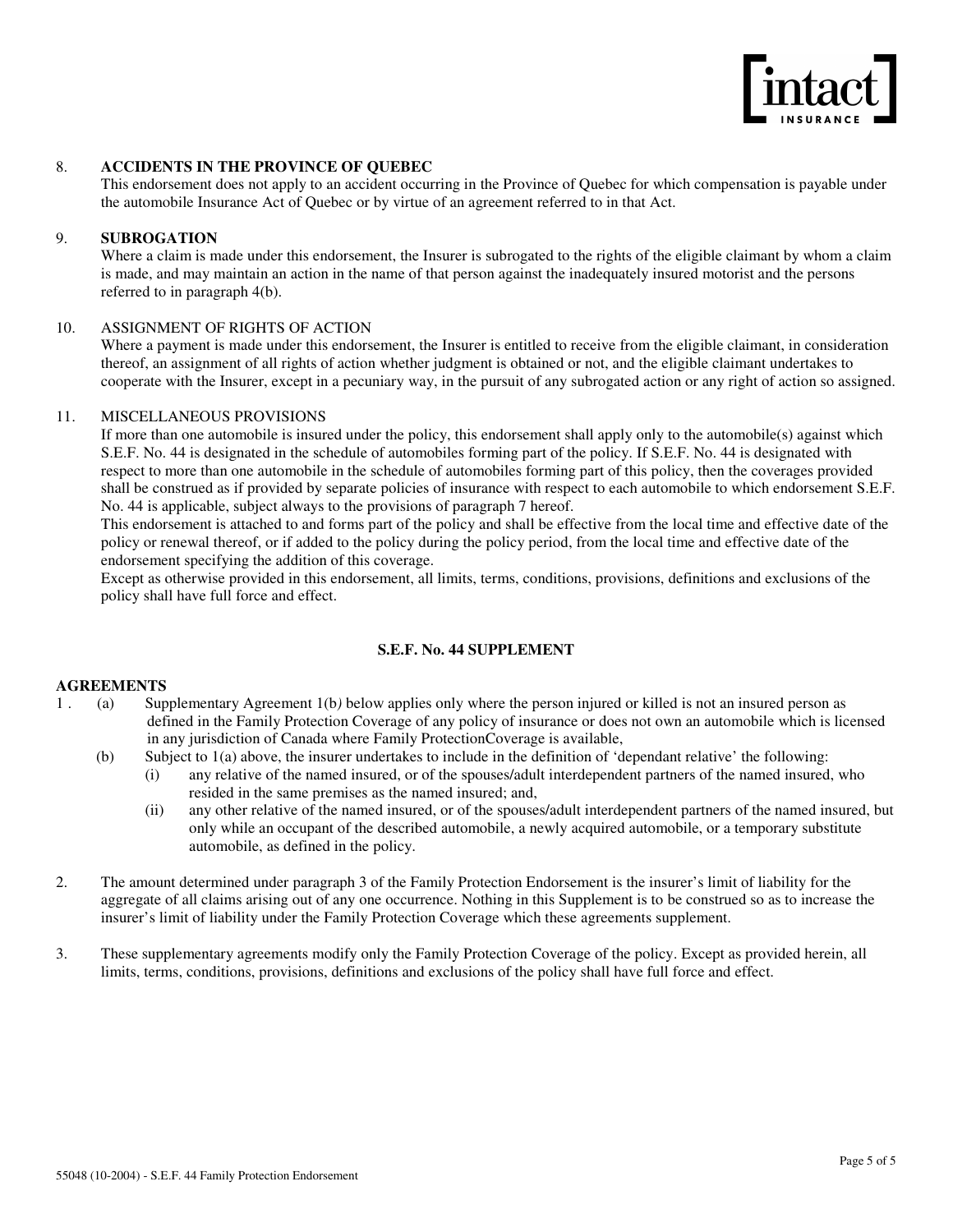8. **ACCIDENTS IN THE PROVINCE OF QUEBEC**
   This endorsement does not apply to an accident occurring in the Province of Quebec for which compensation is payable under the automobile Insurance Act of Quebec or by virtue of an agreement referred to in that Act.

9. **SUBROGATION**
   Where a claim is made under this endorsement, the Insurer is subrogated to the rights of the eligible claimant by whom a claim is made, and may maintain an action in the name of that person against the inadequately insured motorist and the persons referred to in paragraph 4(b).

10. ASSIGNMENT OF RIGHTS OF ACTION
    Where a payment is made under this endorsement, the Insurer is entitled to receive from the eligible claimant, in consideration thereof, an assignment of all rights of action whether judgment is obtained or not, and the eligible claimant undertakes to cooperate with the Insurer, except in a pecuniary way, in the pursuit of any subrogated action or any right of action so assigned.

11. MISCELLANEOUS PROVISIONS
    If more than one automobile is insured under the policy, this endorsement shall apply only to the automobile(s) against which S.E.F. No. 44 is designated in the schedule of automobiles forming part of the policy. If S.E.F. No. 44 is designated with respect to more than one automobile in the schedule of automobiles forming part of this policy, then the coverages provided shall be construed as if provided by separate policies of insurance with respect to each automobile to which endorsement S.E.F. No. 44 is applicable, subject always to the provisions of paragraph 7 hereof.
    This endorsement is attached to and forms part of the policy and shall be effective from the local time and effective date of the policy or renewal thereof, or if added to the policy during the policy period, from the local time and effective date of the endorsement specifying the addition of this coverage.
    Except as otherwise provided in this endorsement, all limits, terms, conditions, provisions, definitions and exclusions of the policy shall have full force and effect.

**S.E.F. No. 44 SUPPLEMENT**

**AGREEMENTS**

1. (a) Supplementary Agreement 1(b*)* below applies only where the person injured or killed is not an insured person as defined in the Family Protection Coverage of any policy of insurance or does not own an automobile which is licensed in any jurisdiction of Canada where Family ProtectionCoverage is available,
   (b) Subject to 1(a) above, the insurer undertakes to include in the definition of 'dependant relative' the following:
      (i) any relative of the named insured, or of the spouses/adult interdependent partners of the named insured, who resided in the same premises as the named insured; and,
      (ii) any other relative of the named insured, or of the spouses/adult interdependent partners of the named insured, but only while an occupant of the described automobile, a newly acquired automobile, or a temporary substitute automobile, as defined in the policy.

2. The amount determined under paragraph 3 of the Family Protection Endorsement is the insurer's limit of liability for the aggregate of all claims arising out of any one occurrence. Nothing in this Supplement is to be construed so as to increase the insurer's limit of liability under the Family Protection Coverage which these agreements supplement.

3. These supplementary agreements modify only the Family Protection Coverage of the policy. Except as provided herein, all limits, terms, conditions, provisions, definitions and exclusions of the policy shall have full force and effect.